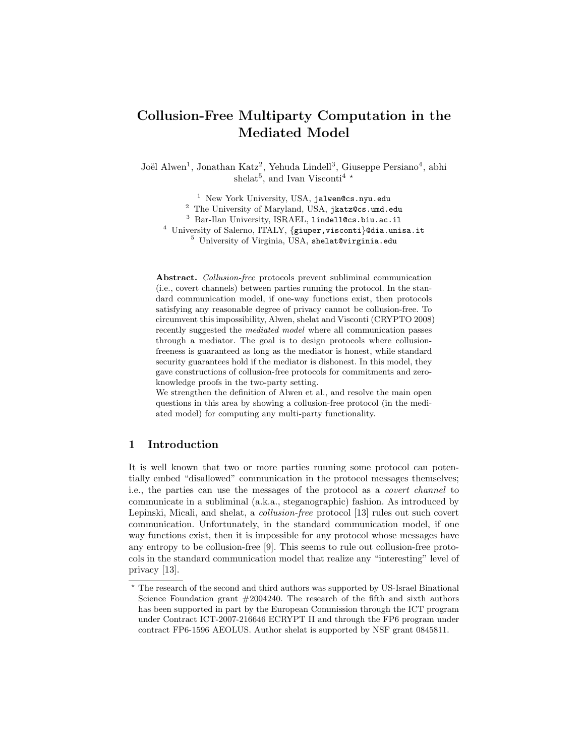// Collusion-Free Multiparty Computation in the Mediated Model

# Collusion-Free Multiparty Computation in the Mediated Model

Joël Alwen[1], Jonathan Katz[2], Yehuda Lindell[3], Giuseppe Persiano[4], abhi shelat[5], and Ivan Visconti[4] ⋆

[1] New York University, USA, jalwen@cs.nyu.edu
[2] The University of Maryland, USA, jkatz@cs.umd.edu
[3] Bar-Ilan University, ISRAEL, lindell@cs.biu.ac.il
[4] University of Salerno, ITALY, {giuper,visconti}@dia.unisa.it
[5] University of Virginia, USA, shelat@virginia.edu

**Abstract.** *Collusion-free* protocols prevent subliminal communication (i.e., covert channels) between parties running the protocol. In the standard communication model, if one-way functions exist, then protocols satisfying any reasonable degree of privacy cannot be collusion-free. To circumvent this impossibility, Alwen, shelat and Visconti (CRYPTO 2008) recently suggested the *mediated model* where all communication passes through a mediator. The goal is to design protocols where collusion-freeness is guaranteed as long as the mediator is honest, while standard security guarantees hold if the mediator is dishonest. In this model, they gave constructions of collusion-free protocols for commitments and zero-knowledge proofs in the two-party setting.

We strengthen the definition of Alwen et al., and resolve the main open questions in this area by showing a collusion-free protocol (in the mediated model) for computing any multi-party functionality.

## 1 Introduction

It is well known that two or more parties running some protocol can potentially embed "disallowed" communication in the protocol messages themselves; i.e., the parties can use the messages of the protocol as a *covert channel* to communicate in a subliminal (a.k.a., steganographic) fashion. As introduced by Lepinski, Micali, and shelat, a *collusion-free* protocol [13] rules out such covert communication. Unfortunately, in the standard communication model, if one way functions exist, then it is impossible for any protocol whose messages have any entropy to be collusion-free [9]. This seems to rule out collusion-free protocols in the standard communication model that realize any "interesting" level of privacy [13].

⋆ The research of the second and third authors was supported by US-Israel Binational Science Foundation grant #2004240. The research of the fifth and sixth authors has been supported in part by the European Commission through the ICT program under Contract ICT-2007-216646 ECRYPT II and through the FP6 program under contract FP6-1596 AEOLUS. Author shelat is supported by NSF grant 0845811.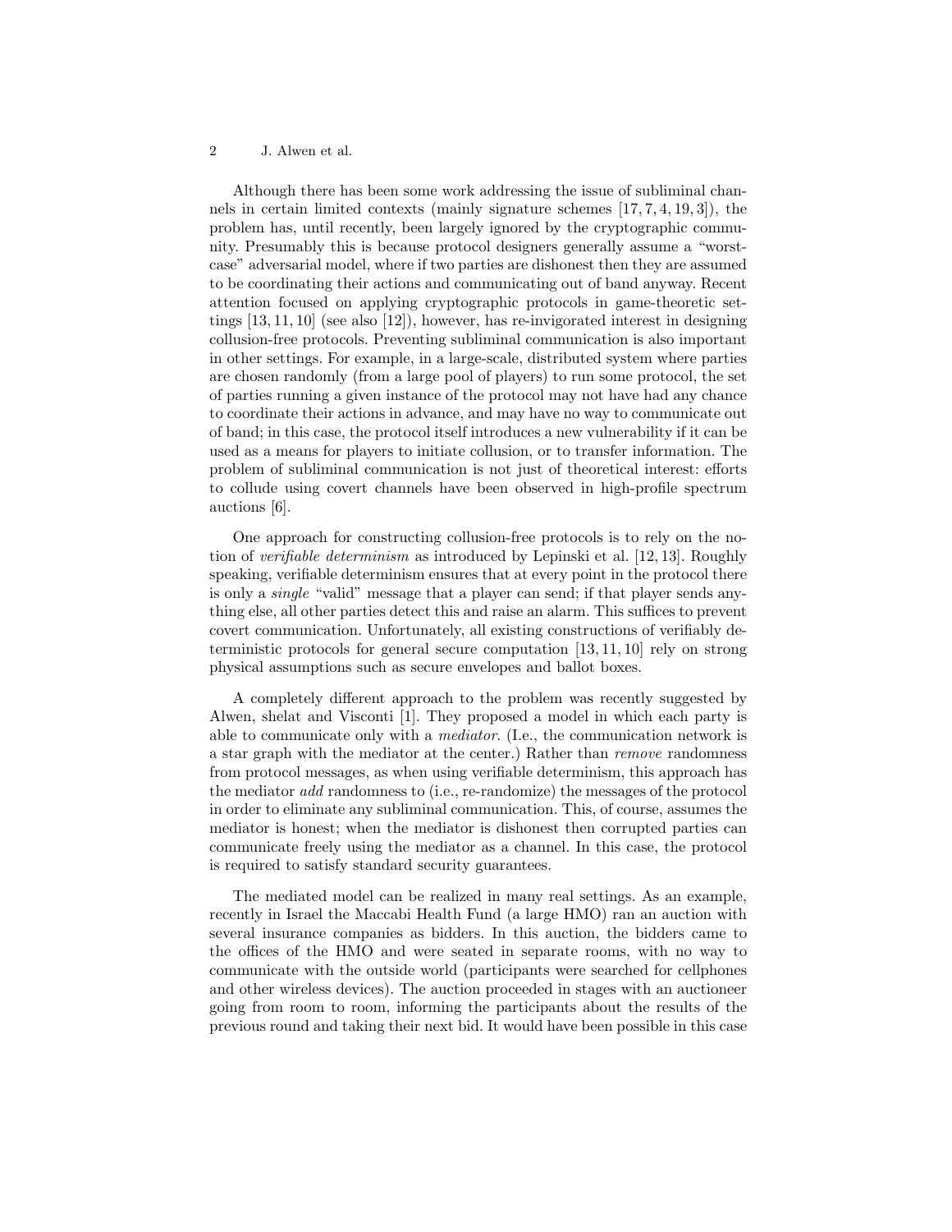Although there has been some work addressing the issue of subliminal channels in certain limited contexts (mainly signature schemes [17, 7, 4, 19, 3]), the problem has, until recently, been largely ignored by the cryptographic community. Presumably this is because protocol designers generally assume a "worst-case" adversarial model, where if two parties are dishonest then they are assumed to be coordinating their actions and communicating out of band anyway. Recent attention focused on applying cryptographic protocols in game-theoretic settings [13, 11, 10] (see also [12]), however, has re-invigorated interest in designing collusion-free protocols. Preventing subliminal communication is also important in other settings. For example, in a large-scale, distributed system where parties are chosen randomly (from a large pool of players) to run some protocol, the set of parties running a given instance of the protocol may not have had any chance to coordinate their actions in advance, and may have no way to communicate out of band; in this case, the protocol itself introduces a new vulnerability if it can be used as a means for players to initiate collusion, or to transfer information. The problem of subliminal communication is not just of theoretical interest: efforts to collude using covert channels have been observed in high-profile spectrum auctions [6].

One approach for constructing collusion-free protocols is to rely on the notion of *verifiable determinism* as introduced by Lepinski et al. [12, 13]. Roughly speaking, verifiable determinism ensures that at every point in the protocol there is only a *single* "valid" message that a player can send; if that player sends anything else, all other parties detect this and raise an alarm. This suffices to prevent covert communication. Unfortunately, all existing constructions of verifiably deterministic protocols for general secure computation [13, 11, 10] rely on strong physical assumptions such as secure envelopes and ballot boxes.

A completely different approach to the problem was recently suggested by Alwen, shelat and Visconti [1]. They proposed a model in which each party is able to communicate only with a *mediator*. (I.e., the communication network is a star graph with the mediator at the center.) Rather than *remove* randomness from protocol messages, as when using verifiable determinism, this approach has the mediator *add* randomness to (i.e., re-randomize) the messages of the protocol in order to eliminate any subliminal communication. This, of course, assumes the mediator is honest; when the mediator is dishonest then corrupted parties can communicate freely using the mediator as a channel. In this case, the protocol is required to satisfy standard security guarantees.

The mediated model can be realized in many real settings. As an example, recently in Israel the Maccabi Health Fund (a large HMO) ran an auction with several insurance companies as bidders. In this auction, the bidders came to the offices of the HMO and were seated in separate rooms, with no way to communicate with the outside world (participants were searched for cellphones and other wireless devices). The auction proceeded in stages with an auctioneer going from room to room, informing the participants about the results of the previous round and taking their next bid. It would have been possible in this case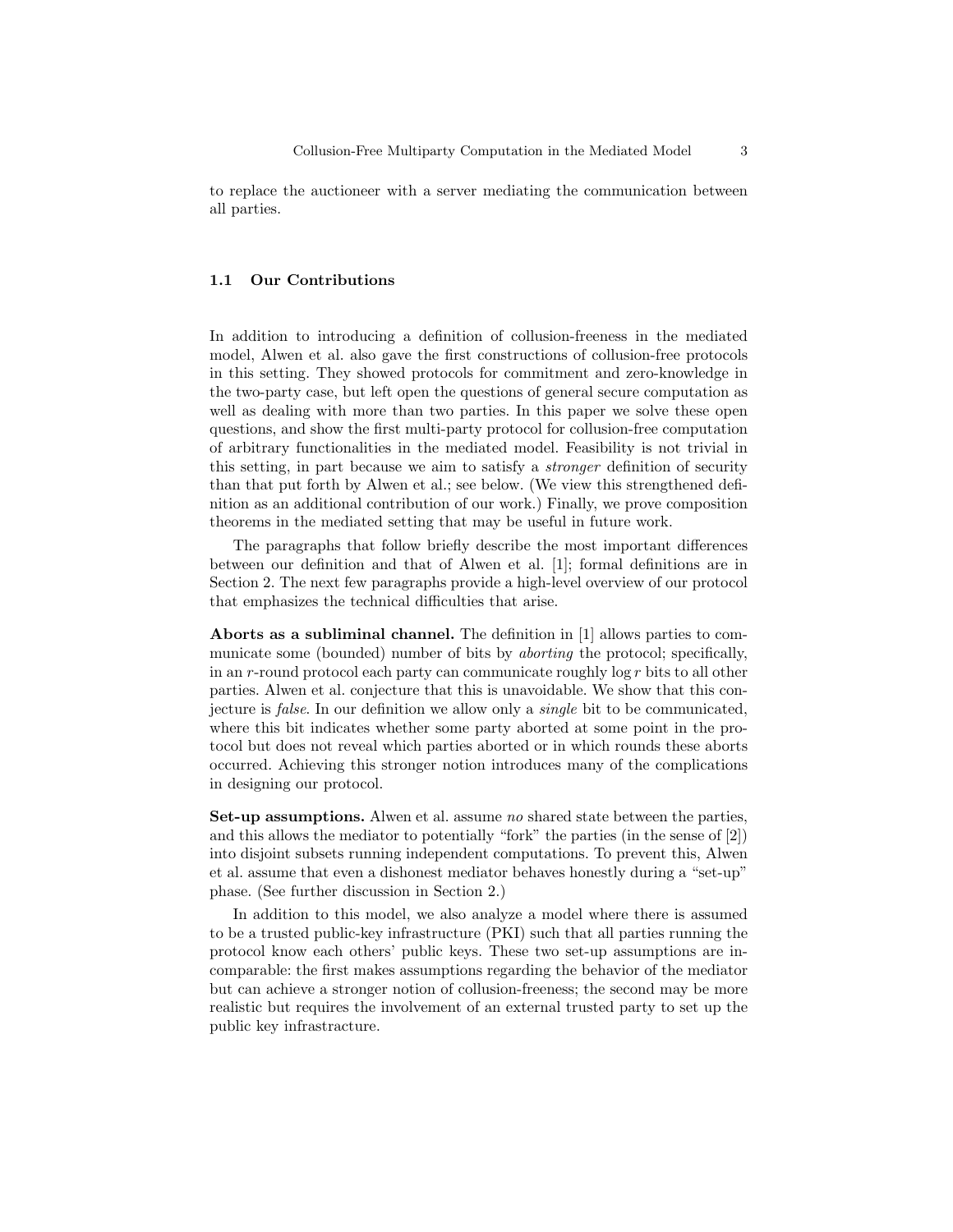to replace the auctioneer with a server mediating the communication between all parties.

### 1.1 Our Contributions

In addition to introducing a definition of collusion-freeness in the mediated model, Alwen et al. also gave the first constructions of collusion-free protocols in this setting. They showed protocols for commitment and zero-knowledge in the two-party case, but left open the questions of general secure computation as well as dealing with more than two parties. In this paper we solve these open questions, and show the first multi-party protocol for collusion-free computation of arbitrary functionalities in the mediated model. Feasibility is not trivial in this setting, in part because we aim to satisfy a *stronger* definition of security than that put forth by Alwen et al.; see below. (We view this strengthened definition as an additional contribution of our work.) Finally, we prove composition theorems in the mediated setting that may be useful in future work.

The paragraphs that follow briefly describe the most important differences between our definition and that of Alwen et al. [1]; formal definitions are in Section 2. The next few paragraphs provide a high-level overview of our protocol that emphasizes the technical difficulties that arise.

**Aborts as a subliminal channel.** The definition in [1] allows parties to communicate some (bounded) number of bits by *aborting* the protocol; specifically, in an $r$-round protocol each party can communicate roughly $\log r$ bits to all other parties. Alwen et al. conjecture that this is unavoidable. We show that this conjecture is *false*. In our definition we allow only a *single* bit to be communicated, where this bit indicates whether some party aborted at some point in the protocol but does not reveal which parties aborted or in which rounds these aborts occurred. Achieving this stronger notion introduces many of the complications in designing our protocol.

**Set-up assumptions.** Alwen et al. assume *no* shared state between the parties, and this allows the mediator to potentially "fork" the parties (in the sense of [2]) into disjoint subsets running independent computations. To prevent this, Alwen et al. assume that even a dishonest mediator behaves honestly during a "set-up" phase. (See further discussion in Section 2.)

In addition to this model, we also analyze a model where there is assumed to be a trusted public-key infrastructure (PKI) such that all parties running the protocol know each others' public keys. These two set-up assumptions are incomparable: the first makes assumptions regarding the behavior of the mediator but can achieve a stronger notion of collusion-freeness; the second may be more realistic but requires the involvement of an external trusted party to set up the public key infrastructure.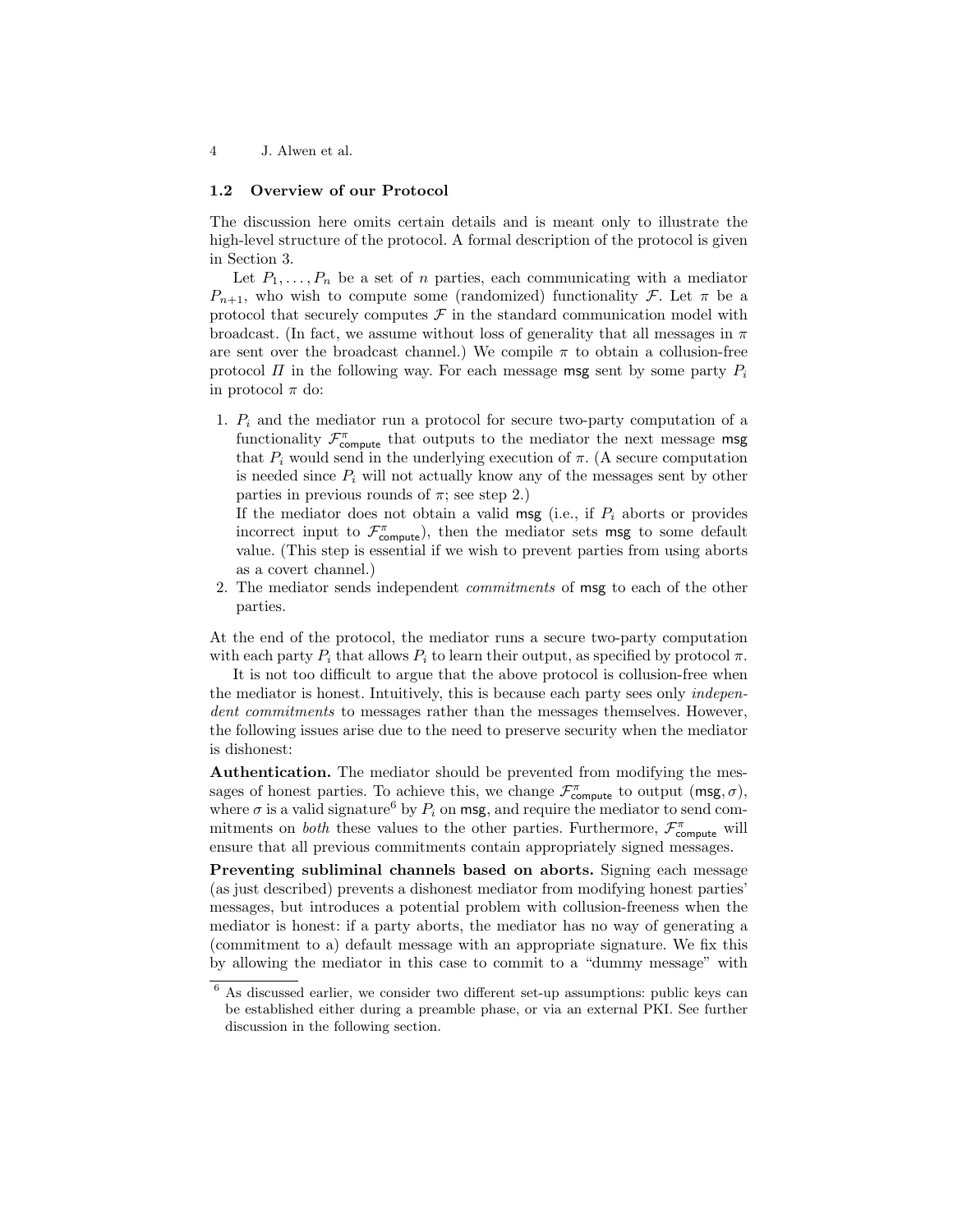### 1.2 Overview of our Protocol

The discussion here omits certain details and is meant only to illustrate the high-level structure of the protocol. A formal description of the protocol is given in Section 3.

Let $P_1, \ldots, P_n$ be a set of $n$ parties, each communicating with a mediator $P_{n+1}$, who wish to compute some (randomized) functionality $\mathcal{F}$. Let $\pi$ be a protocol that securely computes $\mathcal{F}$ in the standard communication model with broadcast. (In fact, we assume without loss of generality that all messages in $\pi$ are sent over the broadcast channel.) We compile $\pi$ to obtain a collusion-free protocol $\Pi$ in the following way. For each message $\mathsf{msg}$ sent by some party $P_i$ in protocol $\pi$ do:

1. $P_i$ and the mediator run a protocol for secure two-party computation of a functionality $\mathcal{F}^{\pi}_{\mathsf{compute}}$ that outputs to the mediator the next message $\mathsf{msg}$ that $P_i$ would send in the underlying execution of $\pi$. (A secure computation is needed since $P_i$ will not actually know any of the messages sent by other parties in previous rounds of $\pi$; see step 2.)
   If the mediator does not obtain a valid $\mathsf{msg}$ (i.e., if $P_i$ aborts or provides incorrect input to $\mathcal{F}^{\pi}_{\mathsf{compute}}$), then the mediator sets $\mathsf{msg}$ to some default value. (This step is essential if we wish to prevent parties from using aborts as a covert channel.)
2. The mediator sends independent *commitments* of $\mathsf{msg}$ to each of the other parties.

At the end of the protocol, the mediator runs a secure two-party computation with each party $P_i$ that allows $P_i$ to learn their output, as specified by protocol $\pi$.

It is not too difficult to argue that the above protocol is collusion-free when the mediator is honest. Intuitively, this is because each party sees only *independent commitments* to messages rather than the messages themselves. However, the following issues arise due to the need to preserve security when the mediator is dishonest:

**Authentication.** The mediator should be prevented from modifying the messages of honest parties. To achieve this, we change $\mathcal{F}^{\pi}_{\mathsf{compute}}$ to output $(\mathsf{msg}, \sigma)$, where $\sigma$ is a valid signature[6] by $P_i$ on $\mathsf{msg}$, and require the mediator to send commitments on *both* these values to the other parties. Furthermore, $\mathcal{F}^{\pi}_{\mathsf{compute}}$ will ensure that all previous commitments contain appropriately signed messages.

**Preventing subliminal channels based on aborts.** Signing each message (as just described) prevents a dishonest mediator from modifying honest parties' messages, but introduces a potential problem with collusion-freeness when the mediator is honest: if a party aborts, the mediator has no way of generating a (commitment to a) default message with an appropriate signature. We fix this by allowing the mediator in this case to commit to a "dummy message" with

[6] As discussed earlier, we consider two different set-up assumptions: public keys can be established either during a preamble phase, or via an external PKI. See further discussion in the following section.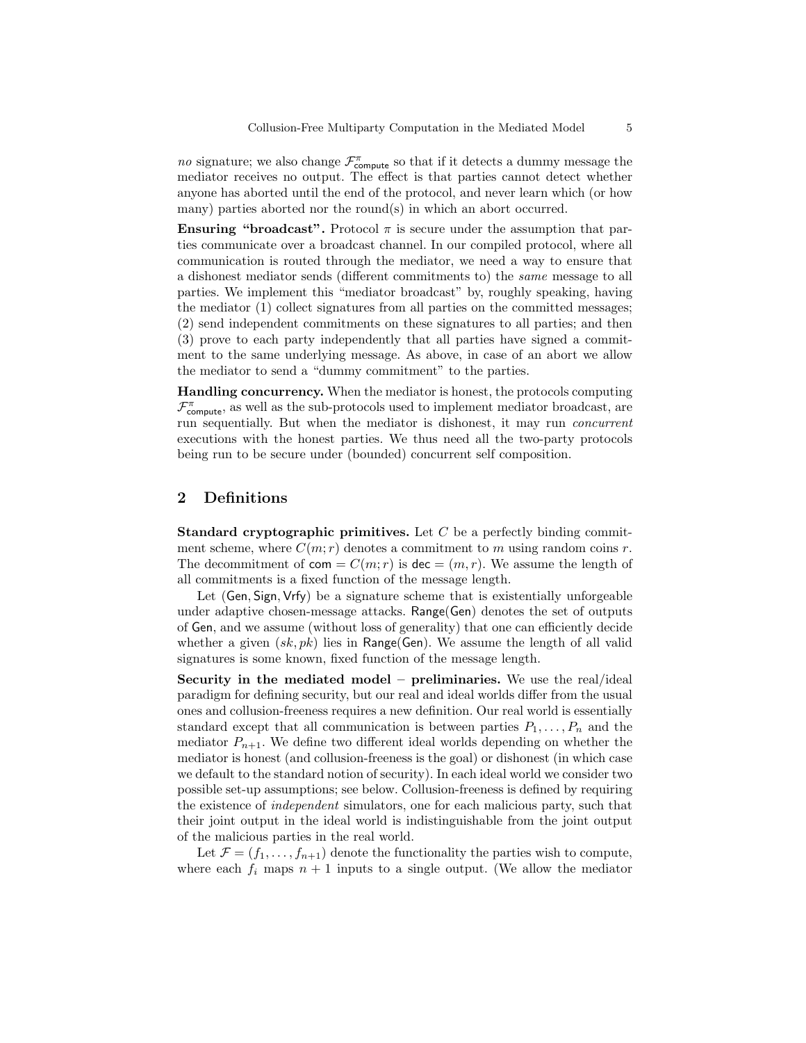*no* signature; we also change $\mathcal{F}^{\pi}_{\mathsf{compute}}$ so that if it detects a dummy message the mediator receives no output. The effect is that parties cannot detect whether anyone has aborted until the end of the protocol, and never learn which (or how many) parties aborted nor the round(s) in which an abort occurred.

**Ensuring "broadcast".** Protocol $\pi$ is secure under the assumption that parties communicate over a broadcast channel. In our compiled protocol, where all communication is routed through the mediator, we need a way to ensure that a dishonest mediator sends (different commitments to) the *same* message to all parties. We implement this "mediator broadcast" by, roughly speaking, having the mediator (1) collect signatures from all parties on the committed messages; (2) send independent commitments on these signatures to all parties; and then (3) prove to each party independently that all parties have signed a commitment to the same underlying message. As above, in case of an abort we allow the mediator to send a "dummy commitment" to the parties.

**Handling concurrency.** When the mediator is honest, the protocols computing $\mathcal{F}^{\pi}_{\mathsf{compute}}$, as well as the sub-protocols used to implement mediator broadcast, are run sequentially. But when the mediator is dishonest, it may run *concurrent* executions with the honest parties. We thus need all the two-party protocols being run to be secure under (bounded) concurrent self composition.

## 2 Definitions

**Standard cryptographic primitives.** Let $C$ be a perfectly binding commitment scheme, where $C(m; r)$ denotes a commitment to $m$ using random coins $r$. The decommitment of $\mathsf{com} = C(m; r)$ is $\mathsf{dec} = (m, r)$. We assume the length of all commitments is a fixed function of the message length.

Let $(\mathsf{Gen}, \mathsf{Sign}, \mathsf{Vrfy})$ be a signature scheme that is existentially unforgeable under adaptive chosen-message attacks. $\mathsf{Range}(\mathsf{Gen})$ denotes the set of outputs of $\mathsf{Gen}$, and we assume (without loss of generality) that one can efficiently decide whether a given $(sk, pk)$ lies in $\mathsf{Range}(\mathsf{Gen})$. We assume the length of all valid signatures is some known, fixed function of the message length.

**Security in the mediated model – preliminaries.** We use the real/ideal paradigm for defining security, but our real and ideal worlds differ from the usual ones and collusion-freeness requires a new definition. Our real world is essentially standard except that all communication is between parties $P_1, \ldots, P_n$ and the mediator $P_{n+1}$. We define two different ideal worlds depending on whether the mediator is honest (and collusion-freeness is the goal) or dishonest (in which case we default to the standard notion of security). In each ideal world we consider two possible set-up assumptions; see below. Collusion-freeness is defined by requiring the existence of *independent* simulators, one for each malicious party, such that their joint output in the ideal world is indistinguishable from the joint output of the malicious parties in the real world.

Let $\mathcal{F} = (f_1, \ldots, f_{n+1})$ denote the functionality the parties wish to compute, where each $f_i$ maps $n + 1$ inputs to a single output. (We allow the mediator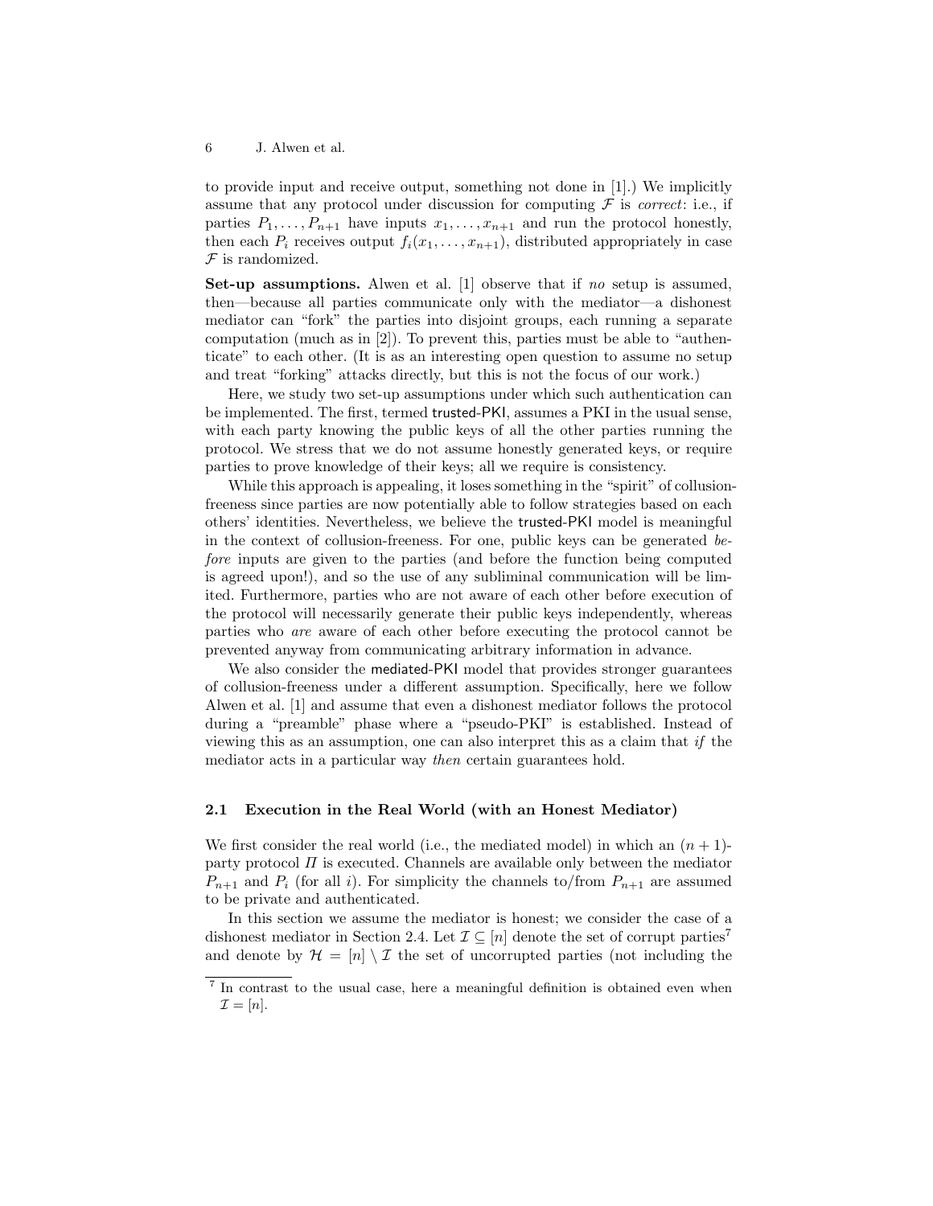to provide input and receive output, something not done in [1].) We implicitly assume that any protocol under discussion for computing $\mathcal{F}$ is *correct*: i.e., if parties $P_1, \ldots, P_{n+1}$ have inputs $x_1, \ldots, x_{n+1}$ and run the protocol honestly, then each $P_i$ receives output $f_i(x_1, \ldots, x_{n+1})$, distributed appropriately in case $\mathcal{F}$ is randomized.

**Set-up assumptions.** Alwen et al. [1] observe that if *no* setup is assumed, then—because all parties communicate only with the mediator—a dishonest mediator can "fork" the parties into disjoint groups, each running a separate computation (much as in [2]). To prevent this, parties must be able to "authenticate" to each other. (It is as an interesting open question to assume no setup and treat "forking" attacks directly, but this is not the focus of our work.)

Here, we study two set-up assumptions under which such authentication can be implemented. The first, termed trusted-PKI, assumes a PKI in the usual sense, with each party knowing the public keys of all the other parties running the protocol. We stress that we do not assume honestly generated keys, or require parties to prove knowledge of their keys; all we require is consistency.

While this approach is appealing, it loses something in the "spirit" of collusion-freeness since parties are now potentially able to follow strategies based on each others' identities. Nevertheless, we believe the trusted-PKI model is meaningful in the context of collusion-freeness. For one, public keys can be generated *before* inputs are given to the parties (and before the function being computed is agreed upon!), and so the use of any subliminal communication will be limited. Furthermore, parties who are not aware of each other before execution of the protocol will necessarily generate their public keys independently, whereas parties who *are* aware of each other before executing the protocol cannot be prevented anyway from communicating arbitrary information in advance.

We also consider the mediated-PKI model that provides stronger guarantees of collusion-freeness under a different assumption. Specifically, here we follow Alwen et al. [1] and assume that even a dishonest mediator follows the protocol during a "preamble" phase where a "pseudo-PKI" is established. Instead of viewing this as an assumption, one can also interpret this as a claim that *if* the mediator acts in a particular way *then* certain guarantees hold.

## 2.1 Execution in the Real World (with an Honest Mediator)

We first consider the real world (i.e., the mediated model) in which an $(n+1)$-party protocol $\Pi$ is executed. Channels are available only between the mediator $P_{n+1}$ and $P_i$ (for all $i$). For simplicity the channels to/from $P_{n+1}$ are assumed to be private and authenticated.

In this section we assume the mediator is honest; we consider the case of a dishonest mediator in Section 2.4. Let $\mathcal{I} \subseteq [n]$ denote the set of corrupt parties[7] and denote by $\mathcal{H} = [n] \setminus \mathcal{I}$ the set of uncorrupted parties (not including the

[7] In contrast to the usual case, here a meaningful definition is obtained even when $\mathcal{I} = [n]$.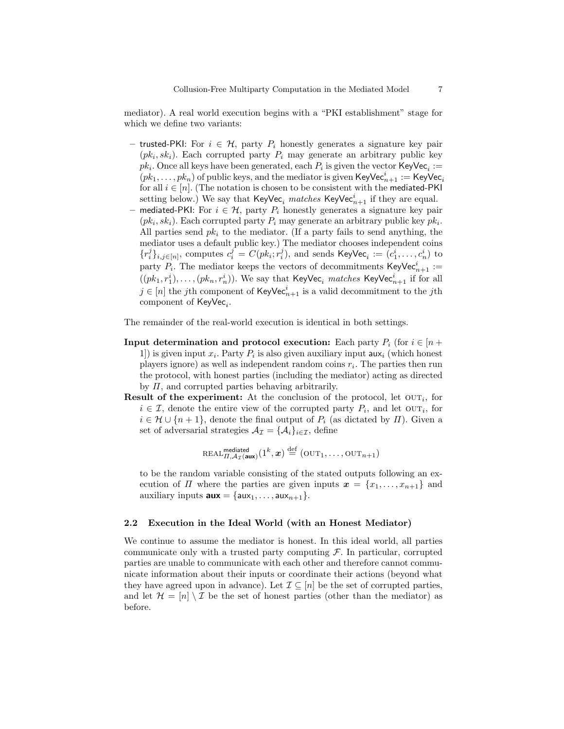mediator). A real world execution begins with a "PKI establishment" stage for which we define two variants:

- trusted-PKI: For $i \in \mathcal{H}$, party $P_i$ honestly generates a signature key pair $(pk_i, sk_i)$. Each corrupted party $P_i$ may generate an arbitrary public key $pk_i$. Once all keys have been generated, each $P_i$ is given the vector $\mathsf{KeyVec}_i := (pk_1, \ldots, pk_n)$ of public keys, and the mediator is given $\mathsf{KeyVec}^i_{n+1} := \mathsf{KeyVec}_i$ for all $i \in [n]$. (The notation is chosen to be consistent with the mediated-PKI setting below.) We say that $\mathsf{KeyVec}_i$ *matches* $\mathsf{KeyVec}^i_{n+1}$ if they are equal.
- mediated-PKI: For $i \in \mathcal{H}$, party $P_i$ honestly generates a signature key pair $(pk_i, sk_i)$. Each corrupted party $P_i$ may generate an arbitrary public key $pk_i$. All parties send $pk_i$ to the mediator. (If a party fails to send anything, the mediator uses a default public key.) The mediator chooses independent coins $\{r^j_i\}_{i,j \in [n]}$, computes $c^j_i = C(pk_i; r^j_i)$, and sends $\mathsf{KeyVec}_i := (c^i_1, \ldots, c^i_n)$ to party $P_i$. The mediator keeps the vectors of decommitments $\mathsf{KeyVec}^i_{n+1} := ((pk_1, r^i_1), \ldots, (pk_n, r^i_n))$. We say that $\mathsf{KeyVec}_i$ *matches* $\mathsf{KeyVec}^i_{n+1}$ if for all $j \in [n]$ the $j$th component of $\mathsf{KeyVec}^i_{n+1}$ is a valid decommitment to the $j$th component of $\mathsf{KeyVec}_i$.

The remainder of the real-world execution is identical in both settings.

**Input determination and protocol execution:** Each party $P_i$ (for $i \in [n+1]$) is given input $x_i$. Party $P_i$ is also given auxiliary input $\mathsf{aux}_i$ (which honest players ignore) as well as independent random coins $r_i$. The parties then run the protocol, with honest parties (including the mediator) acting as directed by $\Pi$, and corrupted parties behaving arbitrarily.

**Result of the experiment:** At the conclusion of the protocol, let $\text{OUT}_i$, for $i \in \mathcal{I}$, denote the entire view of the corrupted party $P_i$, and let $\text{OUT}_i$, for $i \in \mathcal{H} \cup \{n+1\}$, denote the final output of $P_i$ (as dictated by $\Pi$). Given a set of adversarial strategies $\mathcal{A}_{\mathcal{I}} = \{\mathcal{A}_i\}_{i \in \mathcal{I}}$, define

$$\text{REAL}^{\mathsf{mediated}}_{\Pi, \mathcal{A}_{\mathcal{I}}(\mathbf{aux})}(1^k, \boldsymbol{x}) \stackrel{\text{def}}{=} (\text{OUT}_1, \ldots, \text{OUT}_{n+1})$$

to be the random variable consisting of the stated outputs following an execution of $\Pi$ where the parties are given inputs $\boldsymbol{x} = \{x_1, \ldots, x_{n+1}\}$ and auxiliary inputs $\mathbf{aux} = \{\mathsf{aux}_1, \ldots, \mathsf{aux}_{n+1}\}$.

### 2.2 Execution in the Ideal World (with an Honest Mediator)

We continue to assume the mediator is honest. In this ideal world, all parties communicate only with a trusted party computing $\mathcal{F}$. In particular, corrupted parties are unable to communicate with each other and therefore cannot communicate information about their inputs or coordinate their actions (beyond what they have agreed upon in advance). Let $\mathcal{I} \subseteq [n]$ be the set of corrupted parties, and let $\mathcal{H} = [n] \setminus \mathcal{I}$ be the set of honest parties (other than the mediator) as before.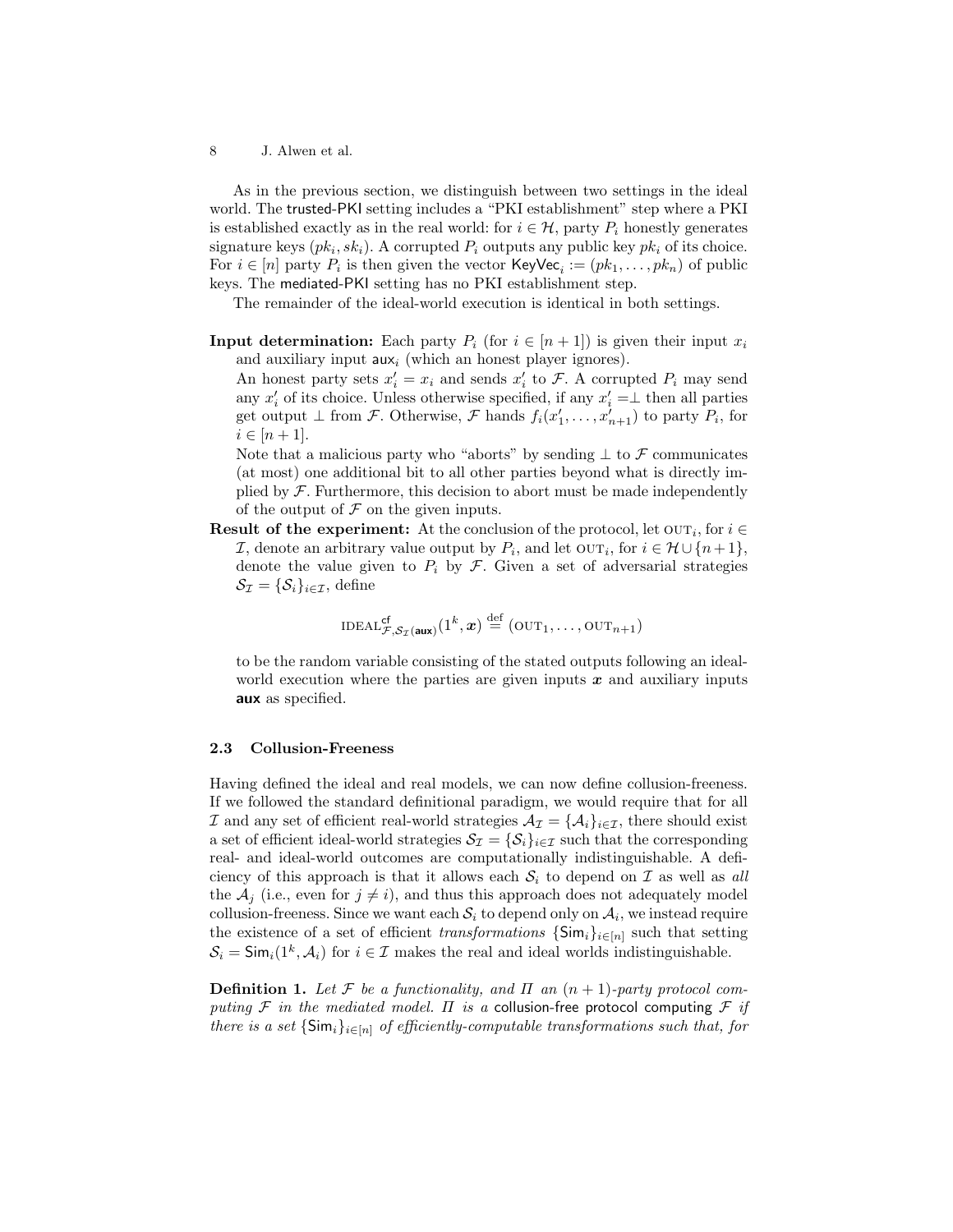As in the previous section, we distinguish between two settings in the ideal world. The trusted-PKI setting includes a "PKI establishment" step where a PKI is established exactly as in the real world: for $i \in \mathcal{H}$, party $P_i$ honestly generates signature keys $(pk_i, sk_i)$. A corrupted $P_i$ outputs any public key $pk_i$ of its choice. For $i \in [n]$ party $P_i$ is then given the vector $\mathsf{KeyVec}_i := (pk_1, \ldots, pk_n)$ of public keys. The mediated-PKI setting has no PKI establishment step.

The remainder of the ideal-world execution is identical in both settings.

**Input determination:** Each party $P_i$ (for $i \in [n+1]$) is given their input $x_i$ and auxiliary input $\mathsf{aux}_i$ (which an honest player ignores).

An honest party sets $x'_i = x_i$ and sends $x'_i$ to $\mathcal{F}$. A corrupted $P_i$ may send any $x'_i$ of its choice. Unless otherwise specified, if any $x'_i = \perp$ then all parties get output $\perp$ from $\mathcal{F}$. Otherwise, $\mathcal{F}$ hands $f_i(x'_1, \ldots, x'_{n+1})$ to party $P_i$, for $i \in [n+1]$.

Note that a malicious party who "aborts" by sending $\perp$ to $\mathcal{F}$ communicates (at most) one additional bit to all other parties beyond what is directly implied by $\mathcal{F}$. Furthermore, this decision to abort must be made independently of the output of $\mathcal{F}$ on the given inputs.

**Result of the experiment:** At the conclusion of the protocol, let $\text{OUT}_i$, for $i \in \mathcal{I}$, denote an arbitrary value output by $P_i$, and let $\text{OUT}_i$, for $i \in \mathcal{H} \cup \{n+1\}$, denote the value given to $P_i$ by $\mathcal{F}$. Given a set of adversarial strategies $\mathcal{S}_\mathcal{I} = \{\mathcal{S}_i\}_{i \in \mathcal{I}}$, define

$$\text{IDEAL}^{\mathsf{cf}}_{\mathcal{F}, \mathcal{S}_\mathcal{I}(\mathbf{aux})}(1^k, \boldsymbol{x}) \stackrel{\text{def}}{=} (\text{OUT}_1, \ldots, \text{OUT}_{n+1})$$

to be the random variable consisting of the stated outputs following an ideal-world execution where the parties are given inputs $\boldsymbol{x}$ and auxiliary inputs $\mathbf{aux}$ as specified.

### 2.3 Collusion-Freeness

Having defined the ideal and real models, we can now define collusion-freeness. If we followed the standard definitional paradigm, we would require that for all $\mathcal{I}$ and any set of efficient real-world strategies $\mathcal{A}_\mathcal{I} = \{\mathcal{A}_i\}_{i \in \mathcal{I}}$, there should exist a set of efficient ideal-world strategies $\mathcal{S}_\mathcal{I} = \{\mathcal{S}_i\}_{i \in \mathcal{I}}$ such that the corresponding real- and ideal-world outcomes are computationally indistinguishable. A deficiency of this approach is that it allows each $\mathcal{S}_i$ to depend on $\mathcal{I}$ as well as *all* the $\mathcal{A}_j$ (i.e., even for $j \neq i$), and thus this approach does not adequately model collusion-freeness. Since we want each $\mathcal{S}_i$ to depend only on $\mathcal{A}_i$, we instead require the existence of a set of efficient *transformations* $\{\mathsf{Sim}_i\}_{i \in [n]}$ such that setting $\mathcal{S}_i = \mathsf{Sim}_i(1^k, \mathcal{A}_i)$ for $i \in \mathcal{I}$ makes the real and ideal worlds indistinguishable.

**Definition 1.** *Let $\mathcal{F}$ be a functionality, and $\Pi$ an $(n+1)$-party protocol computing $\mathcal{F}$ in the mediated model. $\Pi$ is a* collusion-free protocol computing $\mathcal{F}$ *if there is a set $\{\mathsf{Sim}_i\}_{i \in [n]}$ of efficiently-computable transformations such that, for*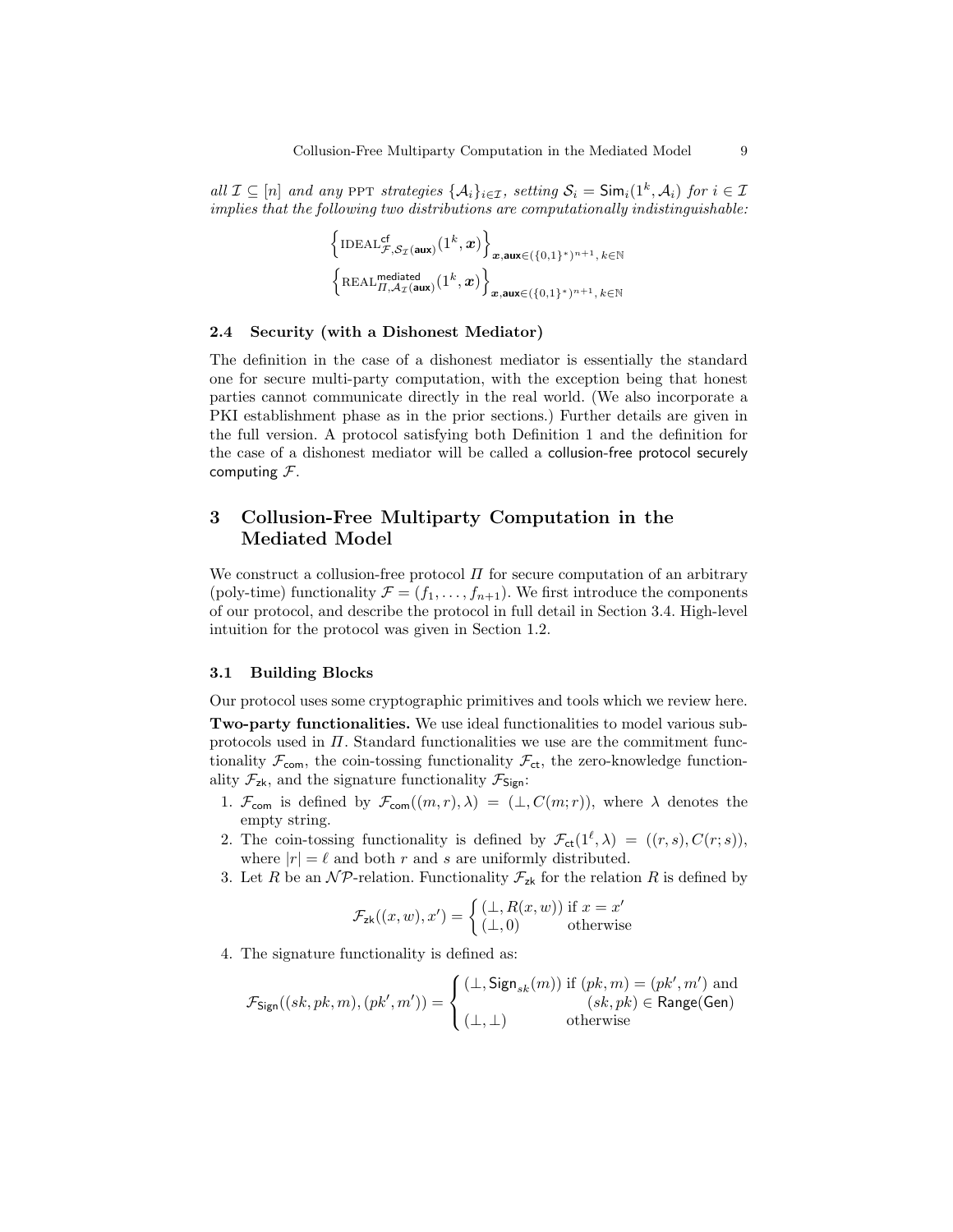*all $\mathcal{I} \subseteq [n]$ and any* PPT *strategies $\{\mathcal{A}_i\}_{i\in\mathcal{I}}$, setting $\mathcal{S}_i = \mathsf{Sim}_i(1^k, \mathcal{A}_i)$ for $i \in \mathcal{I}$ implies that the following two distributions are computationally indistinguishable:*

$$\left\{\text{IDEAL}^{\mathsf{cf}}_{\mathcal{F},\mathcal{S}_{\mathcal{I}}(\mathbf{aux})}(1^k, \boldsymbol{x})\right\}_{\boldsymbol{x},\mathbf{aux}\in(\{0,1\}^*)^{n+1},\, k\in\mathbb{N}}$$

$$\left\{\text{REAL}^{\mathsf{mediated}}_{\Pi,\mathcal{A}_{\mathcal{I}}(\mathbf{aux})}(1^k, \boldsymbol{x})\right\}_{\boldsymbol{x},\mathbf{aux}\in(\{0,1\}^*)^{n+1},\, k\in\mathbb{N}}$$

### 2.4 Security (with a Dishonest Mediator)

The definition in the case of a dishonest mediator is essentially the standard one for secure multi-party computation, with the exception being that honest parties cannot communicate directly in the real world. (We also incorporate a PKI establishment phase as in the prior sections.) Further details are given in the full version. A protocol satisfying both Definition 1 and the definition for the case of a dishonest mediator will be called a collusion-free protocol securely computing $\mathcal{F}$.

## 3 Collusion-Free Multiparty Computation in the Mediated Model

We construct a collusion-free protocol $\Pi$ for secure computation of an arbitrary (poly-time) functionality $\mathcal{F} = (f_1, \ldots, f_{n+1})$. We first introduce the components of our protocol, and describe the protocol in full detail in Section 3.4. High-level intuition for the protocol was given in Section 1.2.

### 3.1 Building Blocks

Our protocol uses some cryptographic primitives and tools which we review here.

**Two-party functionalities.** We use ideal functionalities to model various subprotocols used in $\Pi$. Standard functionalities we use are the commitment functionality $\mathcal{F}_{\mathsf{com}}$, the coin-tossing functionality $\mathcal{F}_{\mathsf{ct}}$, the zero-knowledge functionality $\mathcal{F}_{\mathsf{zk}}$, and the signature functionality $\mathcal{F}_{\mathsf{Sign}}$:

1. $\mathcal{F}_{\mathsf{com}}$ is defined by $\mathcal{F}_{\mathsf{com}}((m, r), \lambda) = (\bot, C(m; r))$, where $\lambda$ denotes the empty string.
2. The coin-tossing functionality is defined by $\mathcal{F}_{\mathsf{ct}}(1^\ell, \lambda) = ((r, s), C(r; s))$, where $|r| = \ell$ and both $r$ and $s$ are uniformly distributed.
3. Let $R$ be an $\mathcal{NP}$-relation. Functionality $\mathcal{F}_{\mathsf{zk}}$ for the relation $R$ is defined by

$$\mathcal{F}_{\mathsf{zk}}((x, w), x') = \begin{cases} (\bot, R(x, w)) & \text{if } x = x' \\ (\bot, 0) & \text{otherwise} \end{cases}$$

4. The signature functionality is defined as:

$$\mathcal{F}_{\mathsf{Sign}}((sk, pk, m), (pk', m')) = \begin{cases} (\bot, \mathsf{Sign}_{sk}(m)) & \text{if } (pk, m) = (pk', m') \text{ and } \\ & \quad (sk, pk) \in \mathsf{Range}(\mathsf{Gen}) \\ (\bot, \bot) & \text{otherwise} \end{cases}$$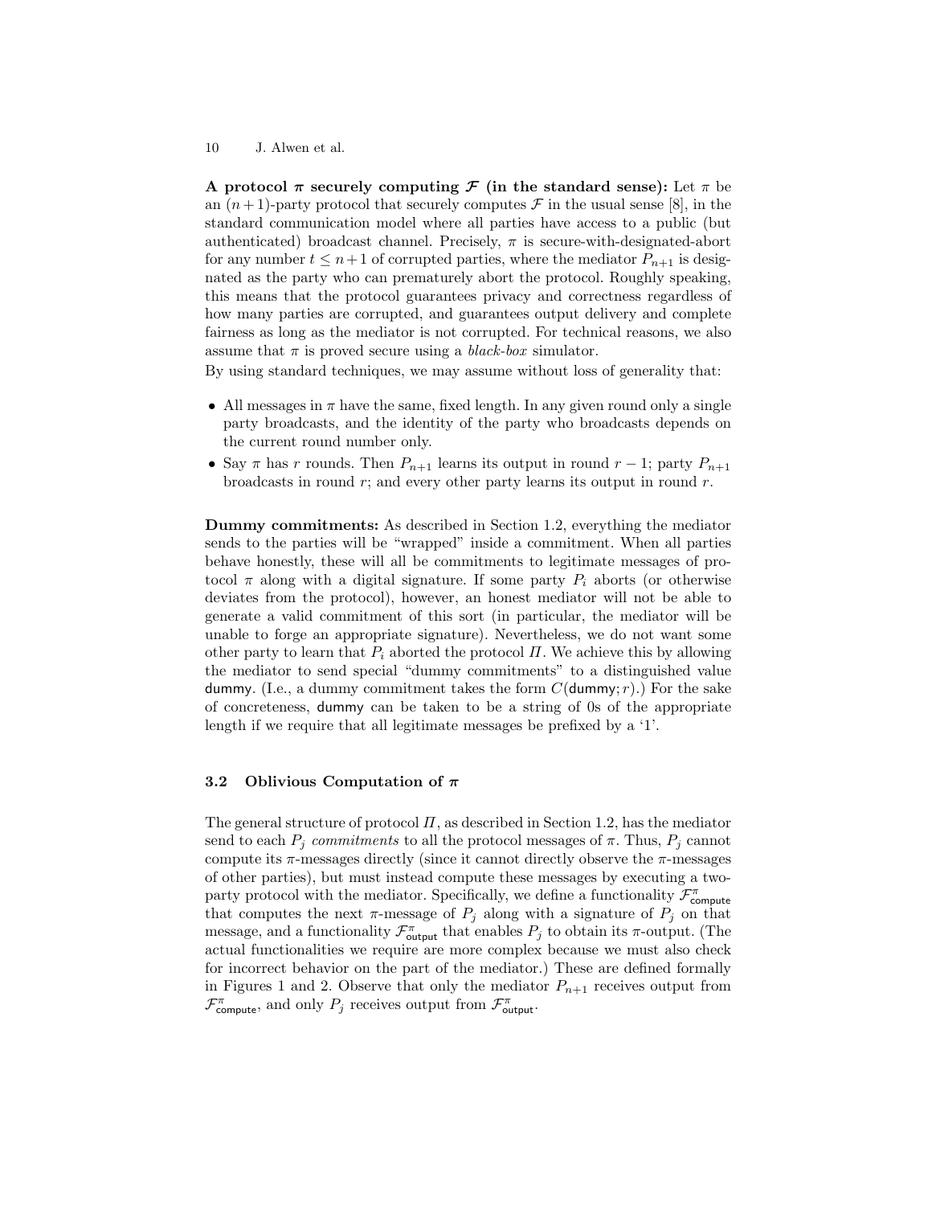**A protocol $\pi$ securely computing $\mathcal{F}$ (in the standard sense):** Let $\pi$ be an $(n+1)$-party protocol that securely computes $\mathcal{F}$ in the usual sense [8], in the standard communication model where all parties have access to a public (but authenticated) broadcast channel. Precisely, $\pi$ is secure-with-designated-abort for any number $t \leq n+1$ of corrupted parties, where the mediator $P_{n+1}$ is designated as the party who can prematurely abort the protocol. Roughly speaking, this means that the protocol guarantees privacy and correctness regardless of how many parties are corrupted, and guarantees output delivery and complete fairness as long as the mediator is not corrupted. For technical reasons, we also assume that $\pi$ is proved secure using a *black-box* simulator.

By using standard techniques, we may assume without loss of generality that:

- All messages in $\pi$ have the same, fixed length. In any given round only a single party broadcasts, and the identity of the party who broadcasts depends on the current round number only.
- Say $\pi$ has $r$ rounds. Then $P_{n+1}$ learns its output in round $r-1$; party $P_{n+1}$ broadcasts in round $r$; and every other party learns its output in round $r$.

**Dummy commitments:** As described in Section 1.2, everything the mediator sends to the parties will be "wrapped" inside a commitment. When all parties behave honestly, these will all be commitments to legitimate messages of protocol $\pi$ along with a digital signature. If some party $P_i$ aborts (or otherwise deviates from the protocol), however, an honest mediator will not be able to generate a valid commitment of this sort (in particular, the mediator will be unable to forge an appropriate signature). Nevertheless, we do not want some other party to learn that $P_i$ aborted the protocol $\Pi$. We achieve this by allowing the mediator to send special "dummy commitments" to a distinguished value $\mathsf{dummy}$. (I.e., a dummy commitment takes the form $C(\mathsf{dummy}; r)$.) For the sake of concreteness, $\mathsf{dummy}$ can be taken to be a string of 0s of the appropriate length if we require that all legitimate messages be prefixed by a '1'.

### 3.2 Oblivious Computation of $\pi$

The general structure of protocol $\Pi$, as described in Section 1.2, has the mediator send to each $P_j$ *commitments* to all the protocol messages of $\pi$. Thus, $P_j$ cannot compute its $\pi$-messages directly (since it cannot directly observe the $\pi$-messages of other parties), but must instead compute these messages by executing a two-party protocol with the mediator. Specifically, we define a functionality $\mathcal{F}^{\pi}_{\mathsf{compute}}$ that computes the next $\pi$-message of $P_j$ along with a signature of $P_j$ on that message, and a functionality $\mathcal{F}^{\pi}_{\mathsf{output}}$ that enables $P_j$ to obtain its $\pi$-output. (The actual functionalities we require are more complex because we must also check for incorrect behavior on the part of the mediator.) These are defined formally in Figures 1 and 2. Observe that only the mediator $P_{n+1}$ receives output from $\mathcal{F}^{\pi}_{\mathsf{compute}}$, and only $P_j$ receives output from $\mathcal{F}^{\pi}_{\mathsf{output}}$.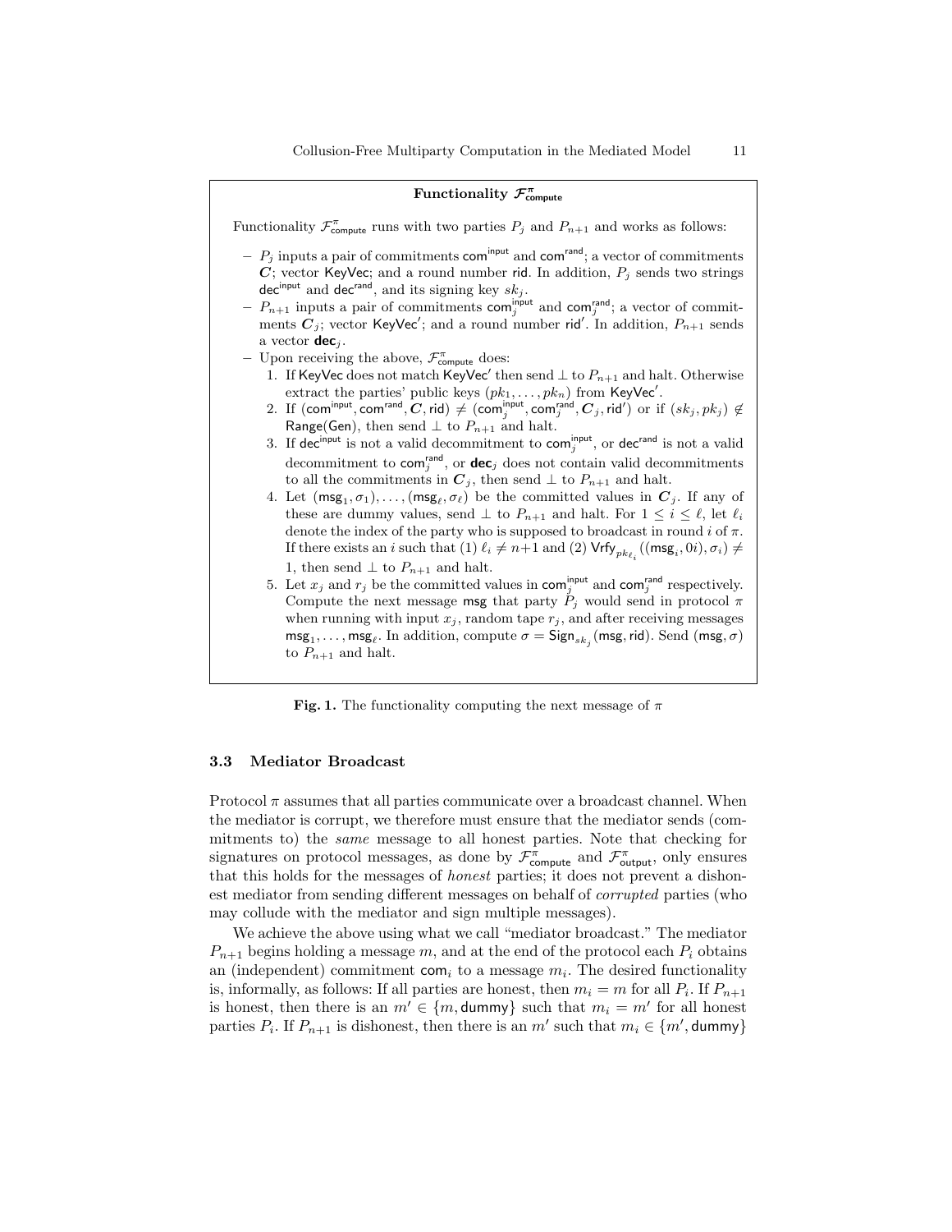**Functionality $\mathcal{F}^{\pi}_{\mathsf{compute}}$**

Functionality $\mathcal{F}^{\pi}_{\mathsf{compute}}$ runs with two parties $P_j$ and $P_{n+1}$ and works as follows:

- $P_j$ inputs a pair of commitments $\mathsf{com}^{\mathsf{input}}$ and $\mathsf{com}^{\mathsf{rand}}$; a vector of commitments $\boldsymbol{C}$; vector $\mathsf{KeyVec}$; and a round number $\mathsf{rid}$. In addition, $P_j$ sends two strings $\mathsf{dec}^{\mathsf{input}}$ and $\mathsf{dec}^{\mathsf{rand}}$, and its signing key $sk_j$.
- $P_{n+1}$ inputs a pair of commitments $\mathsf{com}^{\mathsf{input}}_j$ and $\mathsf{com}^{\mathsf{rand}}_j$; a vector of commitments $\boldsymbol{C}_j$; vector $\mathsf{KeyVec}'$; and a round number $\mathsf{rid}'$. In addition, $P_{n+1}$ sends a vector $\mathbf{dec}_j$.
- Upon receiving the above, $\mathcal{F}^{\pi}_{\mathsf{compute}}$ does:
  1. If $\mathsf{KeyVec}$ does not match $\mathsf{KeyVec}'$ then send $\perp$ to $P_{n+1}$ and halt. Otherwise extract the parties' public keys $(pk_1, \ldots, pk_n)$ from $\mathsf{KeyVec}'$.
  2. If $(\mathsf{com}^{\mathsf{input}}, \mathsf{com}^{\mathsf{rand}}, \boldsymbol{C}, \mathsf{rid}) \neq (\mathsf{com}^{\mathsf{input}}_j, \mathsf{com}^{\mathsf{rand}}_j, \boldsymbol{C}_j, \mathsf{rid}')$ or if $(sk_j, pk_j) \notin \mathsf{Range}(\mathsf{Gen})$, then send $\perp$ to $P_{n+1}$ and halt.
  3. If $\mathsf{dec}^{\mathsf{input}}$ is not a valid decommitment to $\mathsf{com}^{\mathsf{input}}_j$, or $\mathsf{dec}^{\mathsf{rand}}$ is not a valid decommitment to $\mathsf{com}^{\mathsf{rand}}_j$, or $\mathbf{dec}_j$ does not contain valid decommitments to all the commitments in $\boldsymbol{C}_j$, then send $\perp$ to $P_{n+1}$ and halt.
  4. Let $(\mathsf{msg}_1, \sigma_1), \ldots, (\mathsf{msg}_\ell, \sigma_\ell)$ be the committed values in $\boldsymbol{C}_j$. If any of these are dummy values, send $\perp$ to $P_{n+1}$ and halt. For $1 \leq i \leq \ell$, let $\ell_i$ denote the index of the party who is supposed to broadcast in round $i$ of $\pi$. If there exists an $i$ such that (1) $\ell_i \neq n+1$ and (2) $\mathsf{Vrfy}_{pk_{\ell_i}}((\mathsf{msg}_i, 0i), \sigma_i) \neq 1$, then send $\perp$ to $P_{n+1}$ and halt.
  5. Let $x_j$ and $r_j$ be the committed values in $\mathsf{com}^{\mathsf{input}}_j$ and $\mathsf{com}^{\mathsf{rand}}_j$ respectively. Compute the next message $\mathsf{msg}$ that party $P_j$ would send in protocol $\pi$ when running with input $x_j$, random tape $r_j$, and after receiving messages $\mathsf{msg}_1, \ldots, \mathsf{msg}_\ell$. In addition, compute $\sigma = \mathsf{Sign}_{sk_j}(\mathsf{msg}, \mathsf{rid})$. Send $(\mathsf{msg}, \sigma)$ to $P_{n+1}$ and halt.

**Fig. 1.** The functionality computing the next message of $\pi$

### 3.3 Mediator Broadcast

Protocol $\pi$ assumes that all parties communicate over a broadcast channel. When the mediator is corrupt, we therefore must ensure that the mediator sends (commitments to) the *same* message to all honest parties. Note that checking for signatures on protocol messages, as done by $\mathcal{F}^{\pi}_{\mathsf{compute}}$ and $\mathcal{F}^{\pi}_{\mathsf{output}}$, only ensures that this holds for the messages of *honest* parties; it does not prevent a dishonest mediator from sending different messages on behalf of *corrupted* parties (who may collude with the mediator and sign multiple messages).

We achieve the above using what we call "mediator broadcast." The mediator $P_{n+1}$ begins holding a message $m$, and at the end of the protocol each $P_i$ obtains an (independent) commitment $\mathsf{com}_i$ to a message $m_i$. The desired functionality is, informally, as follows: If all parties are honest, then $m_i = m$ for all $P_i$. If $P_{n+1}$ is honest, then there is an $m' \in \{m, \mathsf{dummy}\}$ such that $m_i = m'$ for all honest parties $P_i$. If $P_{n+1}$ is dishonest, then there is an $m'$ such that $m_i \in \{m', \mathsf{dummy}\}$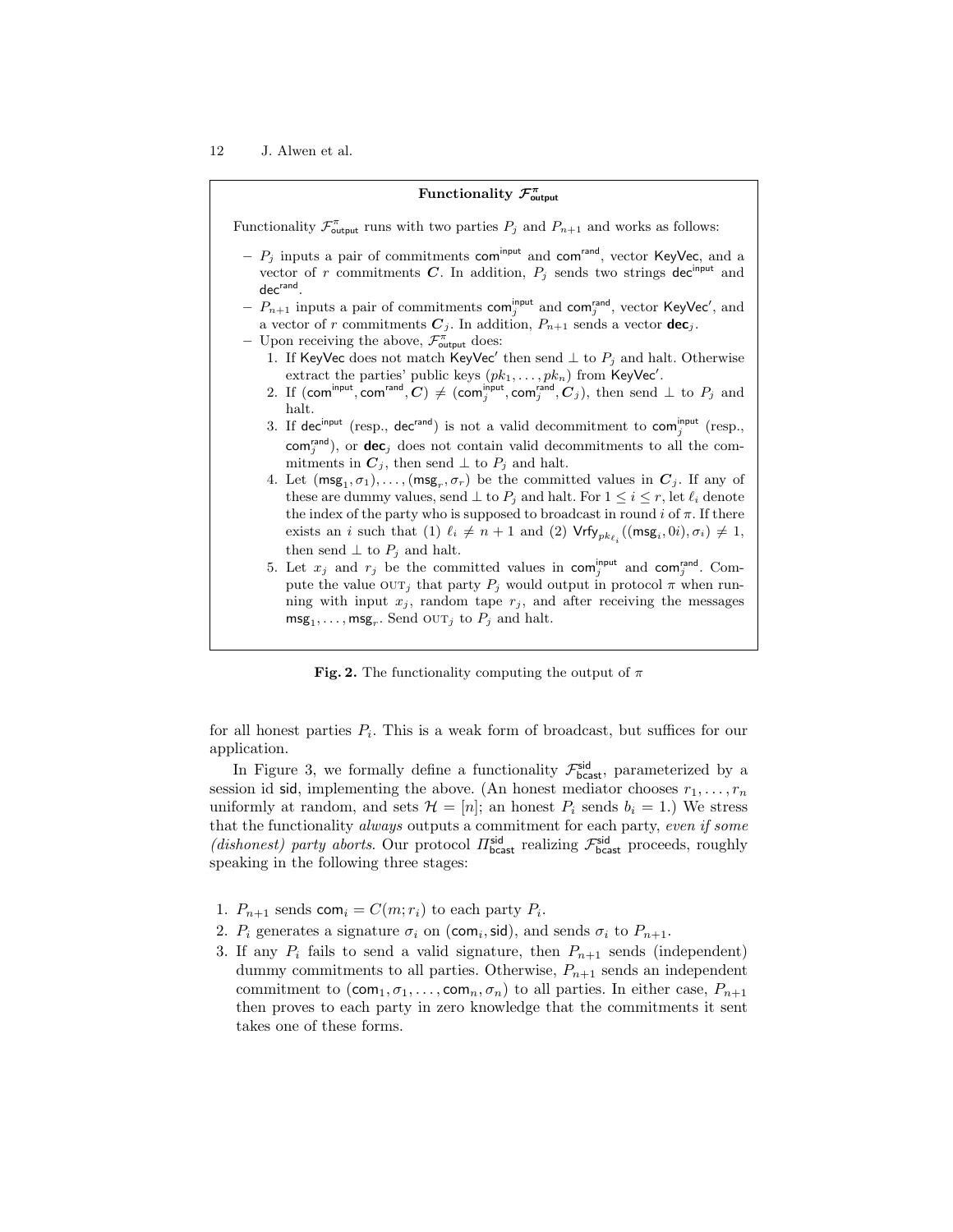**Functionality $\mathcal{F}^{\pi}_{\mathsf{output}}$**

Functionality $\mathcal{F}^{\pi}_{\mathsf{output}}$ runs with two parties $P_j$ and $P_{n+1}$ and works as follows:

- $P_j$ inputs a pair of commitments $\mathsf{com}^{\mathsf{input}}$ and $\mathsf{com}^{\mathsf{rand}}$, vector $\mathsf{KeyVec}$, and a vector of $r$ commitments $\boldsymbol{C}$. In addition, $P_j$ sends two strings $\mathsf{dec}^{\mathsf{input}}$ and $\mathsf{dec}^{\mathsf{rand}}$.
- $P_{n+1}$ inputs a pair of commitments $\mathsf{com}^{\mathsf{input}}_j$ and $\mathsf{com}^{\mathsf{rand}}_j$, vector $\mathsf{KeyVec}'$, and a vector of $r$ commitments $\boldsymbol{C}_j$. In addition, $P_{n+1}$ sends a vector $\mathbf{dec}_j$.
- Upon receiving the above, $\mathcal{F}^{\pi}_{\mathsf{output}}$ does:
  1. If $\mathsf{KeyVec}$ does not match $\mathsf{KeyVec}'$ then send $\perp$ to $P_j$ and halt. Otherwise extract the parties' public keys $(pk_1, \ldots, pk_n)$ from $\mathsf{KeyVec}'$.
  2. If $(\mathsf{com}^{\mathsf{input}}, \mathsf{com}^{\mathsf{rand}}, \boldsymbol{C}) \neq (\mathsf{com}^{\mathsf{input}}_j, \mathsf{com}^{\mathsf{rand}}_j, \boldsymbol{C}_j)$, then send $\perp$ to $P_j$ and halt.
  3. If $\mathsf{dec}^{\mathsf{input}}$ (resp., $\mathsf{dec}^{\mathsf{rand}}$) is not a valid decommitment to $\mathsf{com}^{\mathsf{input}}_j$ (resp., $\mathsf{com}^{\mathsf{rand}}_j$), or $\mathbf{dec}_j$ does not contain valid decommitments to all the commitments in $\boldsymbol{C}_j$, then send $\perp$ to $P_j$ and halt.
  4. Let $(\mathsf{msg}_1, \sigma_1), \ldots, (\mathsf{msg}_r, \sigma_r)$ be the committed values in $\boldsymbol{C}_j$. If any of these are dummy values, send $\perp$ to $P_j$ and halt. For $1 \leq i \leq r$, let $\ell_i$ denote the index of the party who is supposed to broadcast in round $i$ of $\pi$. If there exists an $i$ such that (1) $\ell_i \neq n+1$ and (2) $\mathsf{Vrfy}_{pk_{\ell_i}}((\mathsf{msg}_i, 0i), \sigma_i) \neq 1$, then send $\perp$ to $P_j$ and halt.
  5. Let $x_j$ and $r_j$ be the committed values in $\mathsf{com}^{\mathsf{input}}_j$ and $\mathsf{com}^{\mathsf{rand}}_j$. Compute the value $\textsc{out}_j$ that party $P_j$ would output in protocol $\pi$ when running with input $x_j$, random tape $r_j$, and after receiving the messages $\mathsf{msg}_1, \ldots, \mathsf{msg}_r$. Send $\textsc{out}_j$ to $P_j$ and halt.

**Fig. 2.** The functionality computing the output of $\pi$

for all honest parties $P_i$. This is a weak form of broadcast, but suffices for our application.

In Figure 3, we formally define a functionality $\mathcal{F}^{\mathsf{sid}}_{\mathsf{bcast}}$, parameterized by a session id $\mathsf{sid}$, implementing the above. (An honest mediator chooses $r_1, \ldots, r_n$ uniformly at random, and sets $\mathcal{H} = [n]$; an honest $P_i$ sends $b_i = 1$.) We stress that the functionality *always* outputs a commitment for each party, *even if some (dishonest) party aborts*. Our protocol $\Pi^{\mathsf{sid}}_{\mathsf{bcast}}$ realizing $\mathcal{F}^{\mathsf{sid}}_{\mathsf{bcast}}$ proceeds, roughly speaking in the following three stages:

1. $P_{n+1}$ sends $\mathsf{com}_i = C(m; r_i)$ to each party $P_i$.
2. $P_i$ generates a signature $\sigma_i$ on $(\mathsf{com}_i, \mathsf{sid})$, and sends $\sigma_i$ to $P_{n+1}$.
3. If any $P_i$ fails to send a valid signature, then $P_{n+1}$ sends (independent) dummy commitments to all parties. Otherwise, $P_{n+1}$ sends an independent commitment to $(\mathsf{com}_1, \sigma_1, \ldots, \mathsf{com}_n, \sigma_n)$ to all parties. In either case, $P_{n+1}$ then proves to each party in zero knowledge that the commitments it sent takes one of these forms.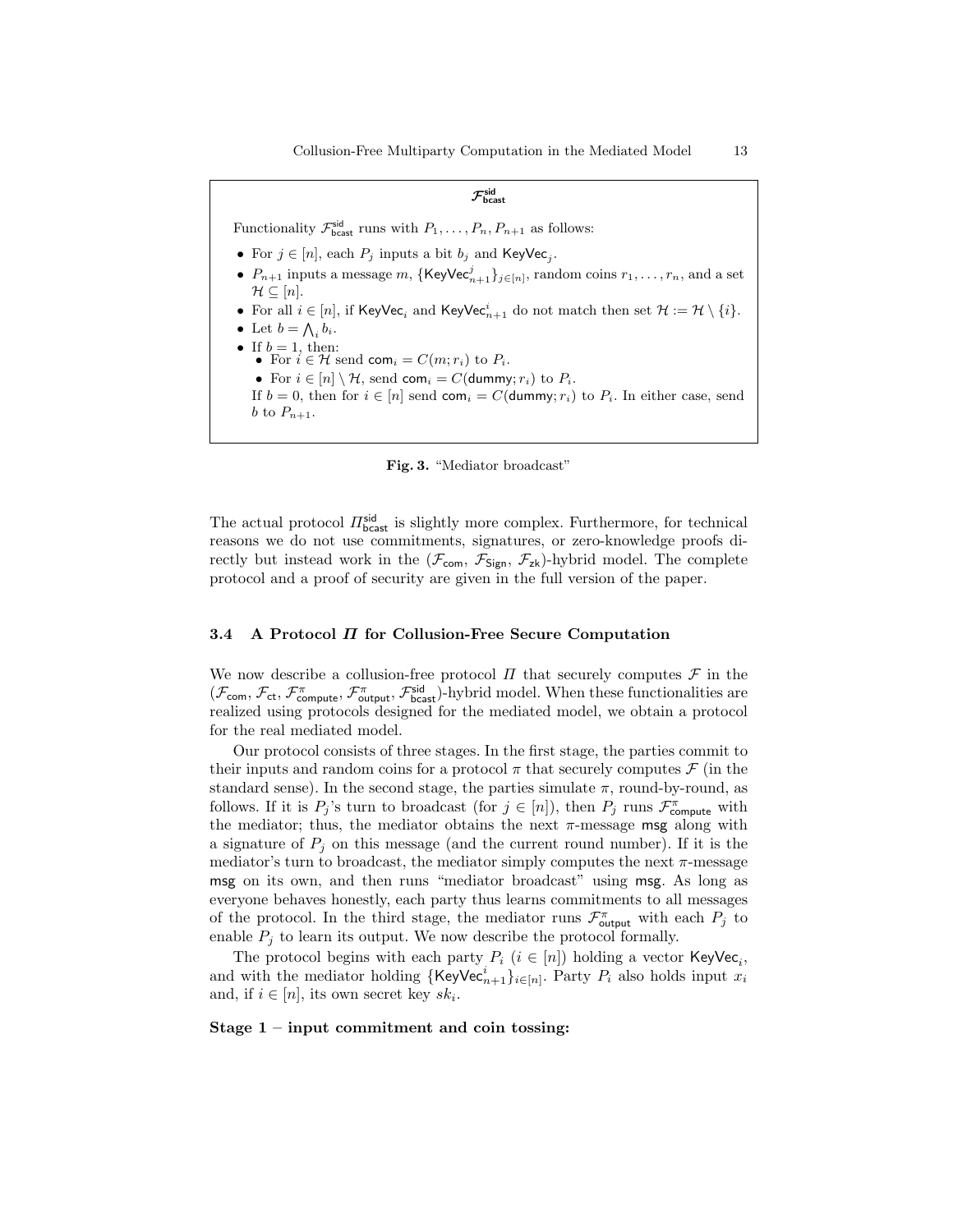**$\mathcal{F}^{\mathsf{sid}}_{\mathsf{bcast}}$**

Functionality $\mathcal{F}^{\mathsf{sid}}_{\mathsf{bcast}}$ runs with $P_1, \ldots, P_n, P_{n+1}$ as follows:

- For $j \in [n]$, each $P_j$ inputs a bit $b_j$ and $\mathsf{KeyVec}_j$.
- $P_{n+1}$ inputs a message $m$, $\{\mathsf{KeyVec}^j_{n+1}\}_{j \in [n]}$, random coins $r_1, \ldots, r_n$, and a set $\mathcal{H} \subseteq [n]$.
- For all $i \in [n]$, if $\mathsf{KeyVec}_i$ and $\mathsf{KeyVec}^i_{n+1}$ do not match then set $\mathcal{H} := \mathcal{H} \setminus \{i\}$.
- Let $b = \bigwedge_i b_i$.
- If $b = 1$, then:
  - For $i \in \mathcal{H}$ send $\mathsf{com}_i = C(m; r_i)$ to $P_i$.
  - For $i \in [n] \setminus \mathcal{H}$, send $\mathsf{com}_i = C(\mathsf{dummy}; r_i)$ to $P_i$.

  If $b = 0$, then for $i \in [n]$ send $\mathsf{com}_i = C(\mathsf{dummy}; r_i)$ to $P_i$. In either case, send $b$ to $P_{n+1}$.

**Fig. 3.** "Mediator broadcast"

The actual protocol $\Pi^{\mathsf{sid}}_{\mathsf{bcast}}$ is slightly more complex. Furthermore, for technical reasons we do not use commitments, signatures, or zero-knowledge proofs directly but instead work in the ($\mathcal{F}_{\mathsf{com}}$, $\mathcal{F}_{\mathsf{Sign}}$, $\mathcal{F}_{\mathsf{zk}}$)-hybrid model. The complete protocol and a proof of security are given in the full version of the paper.

### 3.4 A Protocol $\Pi$ for Collusion-Free Secure Computation

We now describe a collusion-free protocol $\Pi$ that securely computes $\mathcal{F}$ in the $(\mathcal{F}_{\mathsf{com}}, \mathcal{F}_{\mathsf{ct}}, \mathcal{F}^{\pi}_{\mathsf{compute}}, \mathcal{F}^{\pi}_{\mathsf{output}}, \mathcal{F}^{\mathsf{sid}}_{\mathsf{bcast}})$-hybrid model. When these functionalities are realized using protocols designed for the mediated model, we obtain a protocol for the real mediated model.

Our protocol consists of three stages. In the first stage, the parties commit to their inputs and random coins for a protocol $\pi$ that securely computes $\mathcal{F}$ (in the standard sense). In the second stage, the parties simulate $\pi$, round-by-round, as follows. If it is $P_j$'s turn to broadcast (for $j \in [n]$), then $P_j$ runs $\mathcal{F}^{\pi}_{\mathsf{compute}}$ with the mediator; thus, the mediator obtains the next $\pi$-message $\mathsf{msg}$ along with a signature of $P_j$ on this message (and the current round number). If it is the mediator's turn to broadcast, the mediator simply computes the next $\pi$-message $\mathsf{msg}$ on its own, and then runs "mediator broadcast" using $\mathsf{msg}$. As long as everyone behaves honestly, each party thus learns commitments to all messages of the protocol. In the third stage, the mediator runs $\mathcal{F}^{\pi}_{\mathsf{output}}$ with each $P_j$ to enable $P_j$ to learn its output. We now describe the protocol formally.

The protocol begins with each party $P_i$ ($i \in [n]$) holding a vector $\mathsf{KeyVec}_i$, and with the mediator holding $\{\mathsf{KeyVec}^i_{n+1}\}_{i \in [n]}$. Party $P_i$ also holds input $x_i$ and, if $i \in [n]$, its own secret key $sk_i$.

**Stage 1 – input commitment and coin tossing:**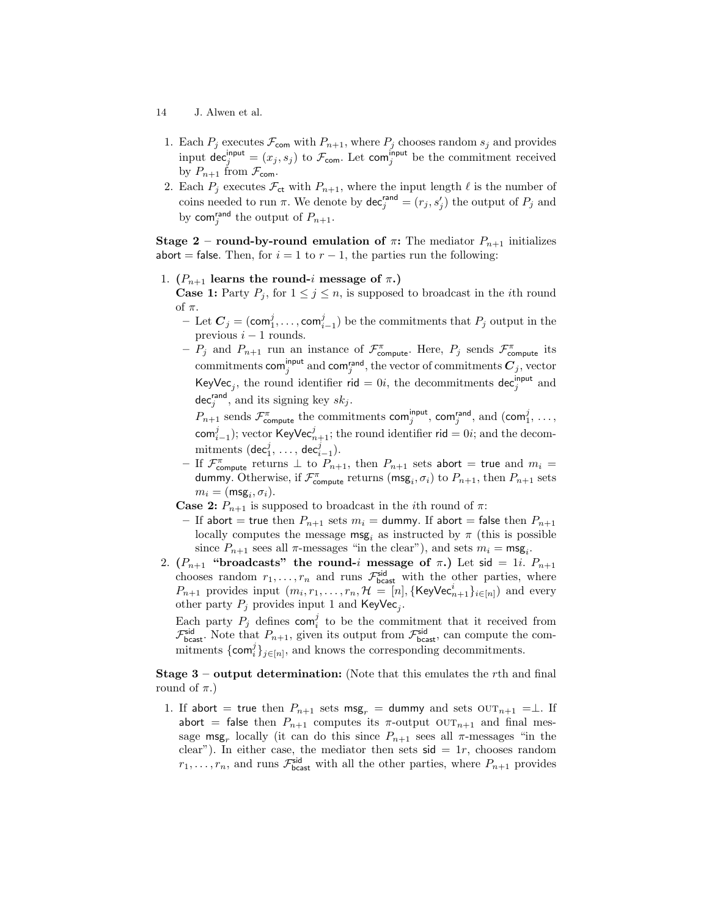1. Each $P_j$ executes $\mathcal{F}_{\mathsf{com}}$ with $P_{n+1}$, where $P_j$ chooses random $s_j$ and provides input $\mathsf{dec}_j^{\mathsf{input}} = (x_j, s_j)$ to $\mathcal{F}_{\mathsf{com}}$. Let $\mathsf{com}_j^{\mathsf{input}}$ be the commitment received by $P_{n+1}$ from $\mathcal{F}_{\mathsf{com}}$.
2. Each $P_j$ executes $\mathcal{F}_{\mathsf{ct}}$ with $P_{n+1}$, where the input length $\ell$ is the number of coins needed to run $\pi$. We denote by $\mathsf{dec}_j^{\mathsf{rand}} = (r_j, s'_j)$ the output of $P_j$ and by $\mathsf{com}_j^{\mathsf{rand}}$ the output of $P_{n+1}$.

**Stage 2 – round-by-round emulation of $\pi$:** The mediator $P_{n+1}$ initializes $\mathsf{abort} = \mathsf{false}$. Then, for $i = 1$ to $r - 1$, the parties run the following:

1. **($P_{n+1}$ learns the round-$i$ message of $\pi$.)**
   **Case 1:** Party $P_j$, for $1 \leq j \leq n$, is supposed to broadcast in the $i$th round of $\pi$.
   - Let $\boldsymbol{C}_j = (\mathsf{com}_1^j, \ldots, \mathsf{com}_{i-1}^j)$ be the commitments that $P_j$ output in the previous $i - 1$ rounds.
   - $P_j$ and $P_{n+1}$ run an instance of $\mathcal{F}_{\mathsf{compute}}^{\pi}$. Here, $P_j$ sends $\mathcal{F}_{\mathsf{compute}}^{\pi}$ its commitments $\mathsf{com}_j^{\mathsf{input}}$ and $\mathsf{com}_j^{\mathsf{rand}}$, the vector of commitments $\boldsymbol{C}_j$, vector $\mathsf{KeyVec}_j$, the round identifier $\mathsf{rid} = 0i$, the decommitments $\mathsf{dec}_j^{\mathsf{input}}$ and $\mathsf{dec}_j^{\mathsf{rand}}$, and its signing key $sk_j$.
     $P_{n+1}$ sends $\mathcal{F}_{\mathsf{compute}}^{\pi}$ the commitments $\mathsf{com}_j^{\mathsf{input}}$, $\mathsf{com}_j^{\mathsf{rand}}$, and $(\mathsf{com}_1^j, \ldots, \mathsf{com}_{i-1}^j)$; vector $\mathsf{KeyVec}_{n+1}^j$; the round identifier $\mathsf{rid} = 0i$; and the decommitments $(\mathsf{dec}_1^j, \ldots, \mathsf{dec}_{i-1}^j)$.
   - If $\mathcal{F}_{\mathsf{compute}}^{\pi}$ returns $\perp$ to $P_{n+1}$, then $P_{n+1}$ sets $\mathsf{abort} = \mathsf{true}$ and $m_i = \mathsf{dummy}$. Otherwise, if $\mathcal{F}_{\mathsf{compute}}^{\pi}$ returns $(\mathsf{msg}_i, \sigma_i)$ to $P_{n+1}$, then $P_{n+1}$ sets $m_i = (\mathsf{msg}_i, \sigma_i)$.

   **Case 2:** $P_{n+1}$ is supposed to broadcast in the $i$th round of $\pi$:
   - If $\mathsf{abort} = \mathsf{true}$ then $P_{n+1}$ sets $m_i = \mathsf{dummy}$. If $\mathsf{abort} = \mathsf{false}$ then $P_{n+1}$ locally computes the message $\mathsf{msg}_i$ as instructed by $\pi$ (this is possible since $P_{n+1}$ sees all $\pi$-messages "in the clear"), and sets $m_i = \mathsf{msg}_i$.
2. **($P_{n+1}$ "broadcasts" the round-$i$ message of $\pi$.)** Let $\mathsf{sid} = 1i$. $P_{n+1}$ chooses random $r_1, \ldots, r_n$ and runs $\mathcal{F}_{\mathsf{bcast}}^{\mathsf{sid}}$ with the other parties, where $P_{n+1}$ provides input $(m_i, r_1, \ldots, r_n, \mathcal{H} = [n], \{\mathsf{KeyVec}_{n+1}^i\}_{i \in [n]})$ and every other party $P_j$ provides input 1 and $\mathsf{KeyVec}_j$.
   Each party $P_j$ defines $\mathsf{com}_i^j$ to be the commitment that it received from $\mathcal{F}_{\mathsf{bcast}}^{\mathsf{sid}}$. Note that $P_{n+1}$, given its output from $\mathcal{F}_{\mathsf{bcast}}^{\mathsf{sid}}$, can compute the commitments $\{\mathsf{com}_i^j\}_{j \in [n]}$, and knows the corresponding decommitments.

**Stage 3 – output determination:** (Note that this emulates the $r$th and final round of $\pi$.)

1. If $\mathsf{abort} = \mathsf{true}$ then $P_{n+1}$ sets $\mathsf{msg}_r = \mathsf{dummy}$ and sets $\textsc{out}_{n+1} = \perp$. If $\mathsf{abort} = \mathsf{false}$ then $P_{n+1}$ computes its $\pi$-output $\textsc{out}_{n+1}$ and final message $\mathsf{msg}_r$ locally (it can do this since $P_{n+1}$ sees all $\pi$-messages "in the clear"). In either case, the mediator then sets $\mathsf{sid} = 1r$, chooses random $r_1, \ldots, r_n$, and runs $\mathcal{F}_{\mathsf{bcast}}^{\mathsf{sid}}$ with all the other parties, where $P_{n+1}$ provides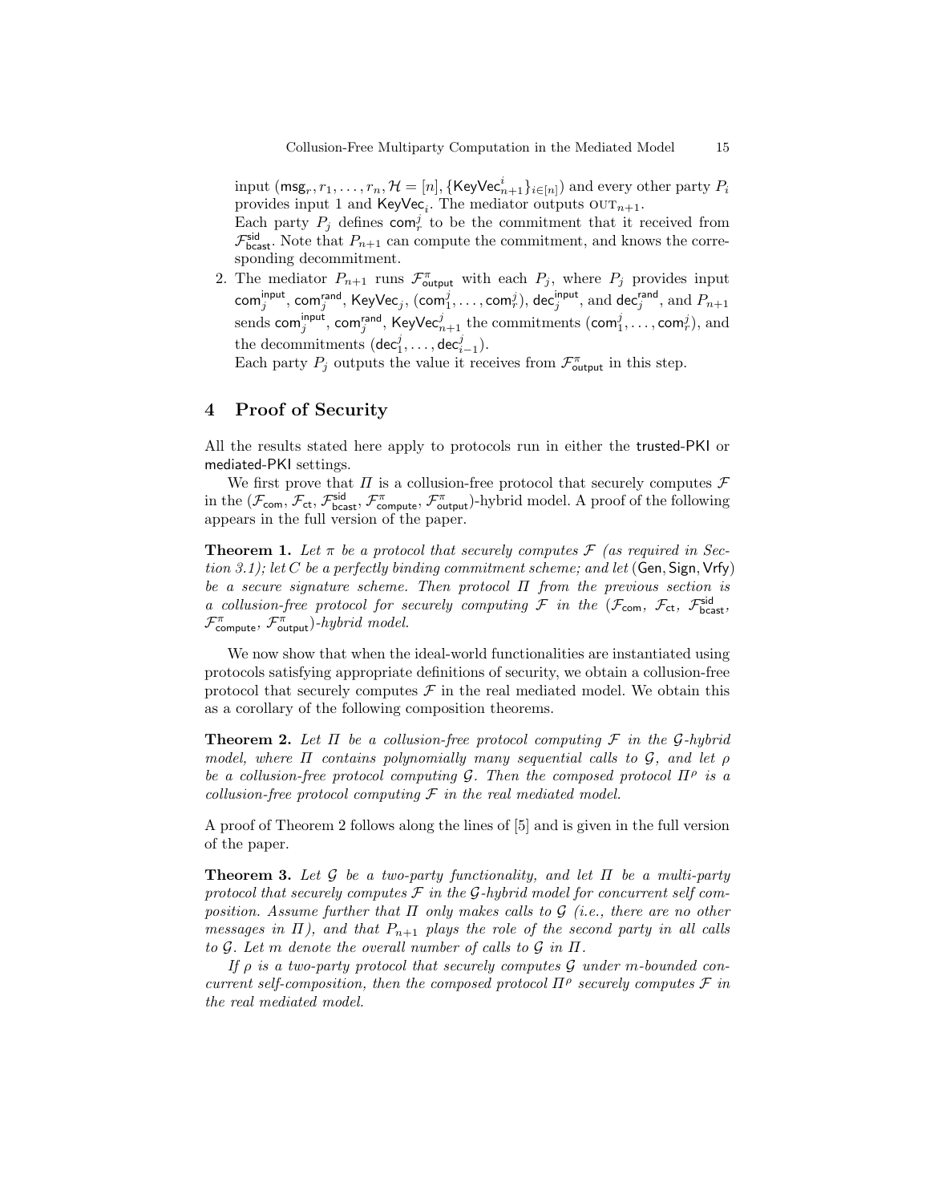input $(\mathsf{msg}_r, r_1, \ldots, r_n, \mathcal{H} = [n], \{\mathsf{KeyVec}^i_{n+1}\}_{i \in [n]})$ and every other party $P_i$ provides input 1 and $\mathsf{KeyVec}_i$. The mediator outputs $\textsc{out}_{n+1}$.

Each party $P_j$ defines $\mathsf{com}^j_r$ to be the commitment that it received from $\mathcal{F}^{\mathsf{sid}}_{\mathsf{bcast}}$. Note that $P_{n+1}$ can compute the commitment, and knows the corresponding decommitment.

2. The mediator $P_{n+1}$ runs $\mathcal{F}^{\pi}_{\mathsf{output}}$ with each $P_j$, where $P_j$ provides input $\mathsf{com}^{\mathsf{input}}_j$, $\mathsf{com}^{\mathsf{rand}}_j$, $\mathsf{KeyVec}_j$, $(\mathsf{com}^j_1, \ldots, \mathsf{com}^j_r)$, $\mathsf{dec}^{\mathsf{input}}_j$, and $\mathsf{dec}^{\mathsf{rand}}_j$, and $P_{n+1}$ sends $\mathsf{com}^{\mathsf{input}}_j$, $\mathsf{com}^{\mathsf{rand}}_j$, $\mathsf{KeyVec}^j_{n+1}$ the commitments $(\mathsf{com}^j_1, \ldots, \mathsf{com}^j_r)$, and the decommitments $(\mathsf{dec}^j_1, \ldots, \mathsf{dec}^j_{i-1})$.

   Each party $P_j$ outputs the value it receives from $\mathcal{F}^{\pi}_{\mathsf{output}}$ in this step.

## 4 Proof of Security

All the results stated here apply to protocols run in either the trusted-PKI or mediated-PKI settings.

We first prove that $\Pi$ is a collusion-free protocol that securely computes $\mathcal{F}$ in the $(\mathcal{F}_{\mathsf{com}}, \mathcal{F}_{\mathsf{ct}}, \mathcal{F}^{\mathsf{sid}}_{\mathsf{bcast}}, \mathcal{F}^{\pi}_{\mathsf{compute}}, \mathcal{F}^{\pi}_{\mathsf{output}})$-hybrid model. A proof of the following appears in the full version of the paper.

**Theorem 1.** *Let $\pi$ be a protocol that securely computes $\mathcal{F}$ (as required in Section 3.1); let $C$ be a perfectly binding commitment scheme; and let* (Gen, Sign, Vrfy) *be a secure signature scheme. Then protocol $\Pi$ from the previous section is a collusion-free protocol for securely computing $\mathcal{F}$ in the $(\mathcal{F}_{\mathsf{com}}, \mathcal{F}_{\mathsf{ct}}, \mathcal{F}^{\mathsf{sid}}_{\mathsf{bcast}}, \mathcal{F}^{\pi}_{\mathsf{compute}}, \mathcal{F}^{\pi}_{\mathsf{output}})$-hybrid model.*

We now show that when the ideal-world functionalities are instantiated using protocols satisfying appropriate definitions of security, we obtain a collusion-free protocol that securely computes $\mathcal{F}$ in the real mediated model. We obtain this as a corollary of the following composition theorems.

**Theorem 2.** *Let $\Pi$ be a collusion-free protocol computing $\mathcal{F}$ in the $\mathcal{G}$-hybrid model, where $\Pi$ contains polynomially many sequential calls to $\mathcal{G}$, and let $\rho$ be a collusion-free protocol computing $\mathcal{G}$. Then the composed protocol $\Pi^{\rho}$ is a collusion-free protocol computing $\mathcal{F}$ in the real mediated model.*

A proof of Theorem 2 follows along the lines of [5] and is given in the full version of the paper.

**Theorem 3.** *Let $\mathcal{G}$ be a two-party functionality, and let $\Pi$ be a multi-party protocol that securely computes $\mathcal{F}$ in the $\mathcal{G}$-hybrid model for concurrent self composition. Assume further that $\Pi$ only makes calls to $\mathcal{G}$ (i.e., there are no other messages in $\Pi$), and that $P_{n+1}$ plays the role of the second party in all calls to $\mathcal{G}$. Let $m$ denote the overall number of calls to $\mathcal{G}$ in $\Pi$.*

*If $\rho$ is a two-party protocol that securely computes $\mathcal{G}$ under $m$-bounded concurrent self-composition, then the composed protocol $\Pi^{\rho}$ securely computes $\mathcal{F}$ in the real mediated model.*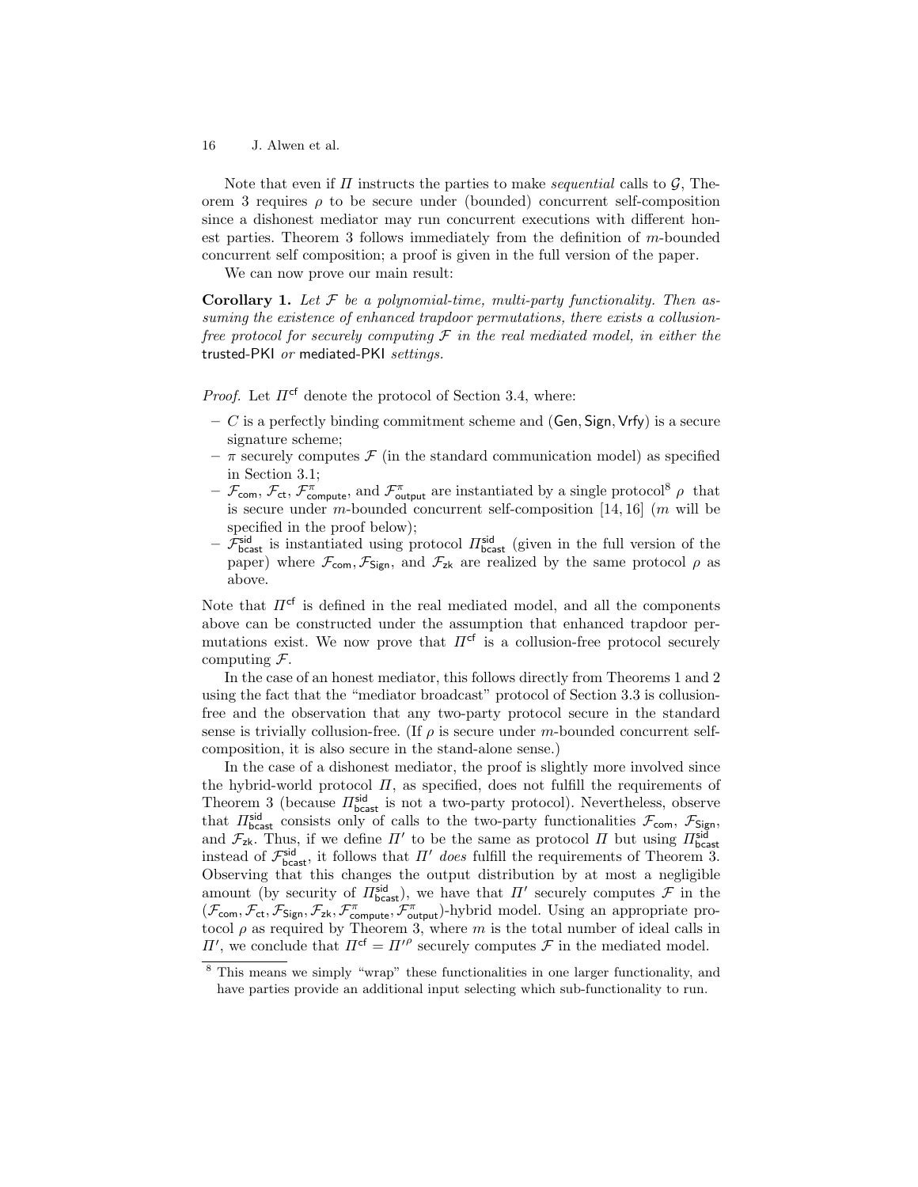Note that even if $\Pi$ instructs the parties to make *sequential* calls to $\mathcal{G}$, Theorem 3 requires $\rho$ to be secure under (bounded) concurrent self-composition since a dishonest mediator may run concurrent executions with different honest parties. Theorem 3 follows immediately from the definition of $m$-bounded concurrent self composition; a proof is given in the full version of the paper.

We can now prove our main result:

**Corollary 1.** *Let $\mathcal{F}$ be a polynomial-time, multi-party functionality. Then assuming the existence of enhanced trapdoor permutations, there exists a collusion-free protocol for securely computing $\mathcal{F}$ in the real mediated model, in either the* trusted-PKI *or* mediated-PKI *settings.*

*Proof.* Let $\Pi^{\mathsf{cf}}$ denote the protocol of Section 3.4, where:

- $C$ is a perfectly binding commitment scheme and $(\mathsf{Gen}, \mathsf{Sign}, \mathsf{Vrfy})$ is a secure signature scheme;
- $\pi$ securely computes $\mathcal{F}$ (in the standard communication model) as specified in Section 3.1;
- $\mathcal{F}_{\mathsf{com}}$, $\mathcal{F}_{\mathsf{ct}}$, $\mathcal{F}^{\pi}_{\mathsf{compute}}$, and $\mathcal{F}^{\pi}_{\mathsf{output}}$ are instantiated by a single protocol[8] $\rho$ that is secure under $m$-bounded concurrent self-composition [14, 16] ($m$ will be specified in the proof below);
- $\mathcal{F}^{\mathsf{sid}}_{\mathsf{bcast}}$ is instantiated using protocol $\Pi^{\mathsf{sid}}_{\mathsf{bcast}}$ (given in the full version of the paper) where $\mathcal{F}_{\mathsf{com}}, \mathcal{F}_{\mathsf{Sign}}$, and $\mathcal{F}_{\mathsf{zk}}$ are realized by the same protocol $\rho$ as above.

Note that $\Pi^{\mathsf{cf}}$ is defined in the real mediated model, and all the components above can be constructed under the assumption that enhanced trapdoor permutations exist. We now prove that $\Pi^{\mathsf{cf}}$ is a collusion-free protocol securely computing $\mathcal{F}$.

In the case of an honest mediator, this follows directly from Theorems 1 and 2 using the fact that the "mediator broadcast" protocol of Section 3.3 is collusion-free and the observation that any two-party protocol secure in the standard sense is trivially collusion-free. (If $\rho$ is secure under $m$-bounded concurrent self-composition, it is also secure in the stand-alone sense.)

In the case of a dishonest mediator, the proof is slightly more involved since the hybrid-world protocol $\Pi$, as specified, does not fulfill the requirements of Theorem 3 (because $\Pi^{\mathsf{sid}}_{\mathsf{bcast}}$ is not a two-party protocol). Nevertheless, observe that $\Pi^{\mathsf{sid}}_{\mathsf{bcast}}$ consists only of calls to the two-party functionalities $\mathcal{F}_{\mathsf{com}}$, $\mathcal{F}_{\mathsf{Sign}}$, and $\mathcal{F}_{\mathsf{zk}}$. Thus, if we define $\Pi'$ to be the same as protocol $\Pi$ but using $\Pi^{\mathsf{sid}}_{\mathsf{bcast}}$ instead of $\mathcal{F}^{\mathsf{sid}}_{\mathsf{bcast}}$, it follows that $\Pi'$ *does* fulfill the requirements of Theorem 3. Observing that this changes the output distribution by at most a negligible amount (by security of $\Pi^{\mathsf{sid}}_{\mathsf{bcast}}$), we have that $\Pi'$ securely computes $\mathcal{F}$ in the $(\mathcal{F}_{\mathsf{com}}, \mathcal{F}_{\mathsf{ct}}, \mathcal{F}_{\mathsf{Sign}}, \mathcal{F}_{\mathsf{zk}}, \mathcal{F}^{\pi}_{\mathsf{compute}}, \mathcal{F}^{\pi}_{\mathsf{output}})$-hybrid model. Using an appropriate protocol $\rho$ as required by Theorem 3, where $m$ is the total number of ideal calls in $\Pi'$, we conclude that $\Pi^{\mathsf{cf}} = \Pi'^{\rho}$ securely computes $\mathcal{F}$ in the mediated model.

---

[8] This means we simply "wrap" these functionalities in one larger functionality, and have parties provide an additional input selecting which sub-functionality to run.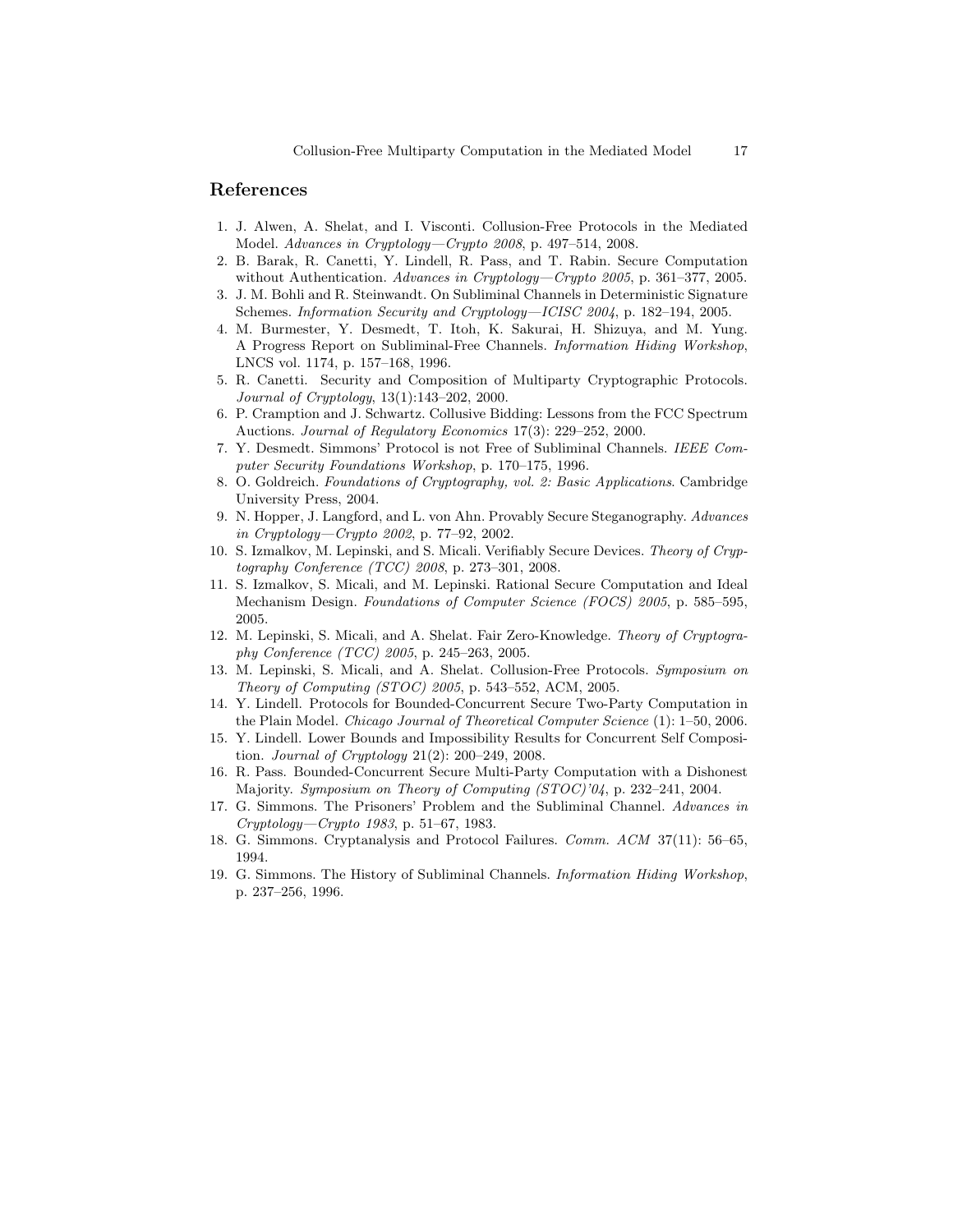## References

1. J. Alwen, A. Shelat, and I. Visconti. Collusion-Free Protocols in the Mediated Model. *Advances in Cryptology—Crypto 2008*, p. 497–514, 2008.
2. B. Barak, R. Canetti, Y. Lindell, R. Pass, and T. Rabin. Secure Computation without Authentication. *Advances in Cryptology—Crypto 2005*, p. 361–377, 2005.
3. J. M. Bohli and R. Steinwandt. On Subliminal Channels in Deterministic Signature Schemes. *Information Security and Cryptology—ICISC 2004*, p. 182–194, 2005.
4. M. Burmester, Y. Desmedt, T. Itoh, K. Sakurai, H. Shizuya, and M. Yung. A Progress Report on Subliminal-Free Channels. *Information Hiding Workshop*, LNCS vol. 1174, p. 157–168, 1996.
5. R. Canetti. Security and Composition of Multiparty Cryptographic Protocols. *Journal of Cryptology*, 13(1):143–202, 2000.
6. P. Cramption and J. Schwartz. Collusive Bidding: Lessons from the FCC Spectrum Auctions. *Journal of Regulatory Economics* 17(3): 229–252, 2000.
7. Y. Desmedt. Simmons' Protocol is not Free of Subliminal Channels. *IEEE Computer Security Foundations Workshop*, p. 170–175, 1996.
8. O. Goldreich. *Foundations of Cryptography, vol. 2: Basic Applications*. Cambridge University Press, 2004.
9. N. Hopper, J. Langford, and L. von Ahn. Provably Secure Steganography. *Advances in Cryptology—Crypto 2002*, p. 77–92, 2002.
10. S. Izmalkov, M. Lepinski, and S. Micali. Verifiably Secure Devices. *Theory of Cryptography Conference (TCC) 2008*, p. 273–301, 2008.
11. S. Izmalkov, S. Micali, and M. Lepinski. Rational Secure Computation and Ideal Mechanism Design. *Foundations of Computer Science (FOCS) 2005*, p. 585–595, 2005.
12. M. Lepinski, S. Micali, and A. Shelat. Fair Zero-Knowledge. *Theory of Cryptography Conference (TCC) 2005*, p. 245–263, 2005.
13. M. Lepinski, S. Micali, and A. Shelat. Collusion-Free Protocols. *Symposium on Theory of Computing (STOC) 2005*, p. 543–552, ACM, 2005.
14. Y. Lindell. Protocols for Bounded-Concurrent Secure Two-Party Computation in the Plain Model. *Chicago Journal of Theoretical Computer Science* (1): 1–50, 2006.
15. Y. Lindell. Lower Bounds and Impossibility Results for Concurrent Self Composition. *Journal of Cryptology* 21(2): 200–249, 2008.
16. R. Pass. Bounded-Concurrent Secure Multi-Party Computation with a Dishonest Majority. *Symposium on Theory of Computing (STOC)'04*, p. 232–241, 2004.
17. G. Simmons. The Prisoners' Problem and the Subliminal Channel. *Advances in Cryptology—Crypto 1983*, p. 51–67, 1983.
18. G. Simmons. Cryptanalysis and Protocol Failures. *Comm. ACM* 37(11): 56–65, 1994.
19. G. Simmons. The History of Subliminal Channels. *Information Hiding Workshop*, p. 237–256, 1996.